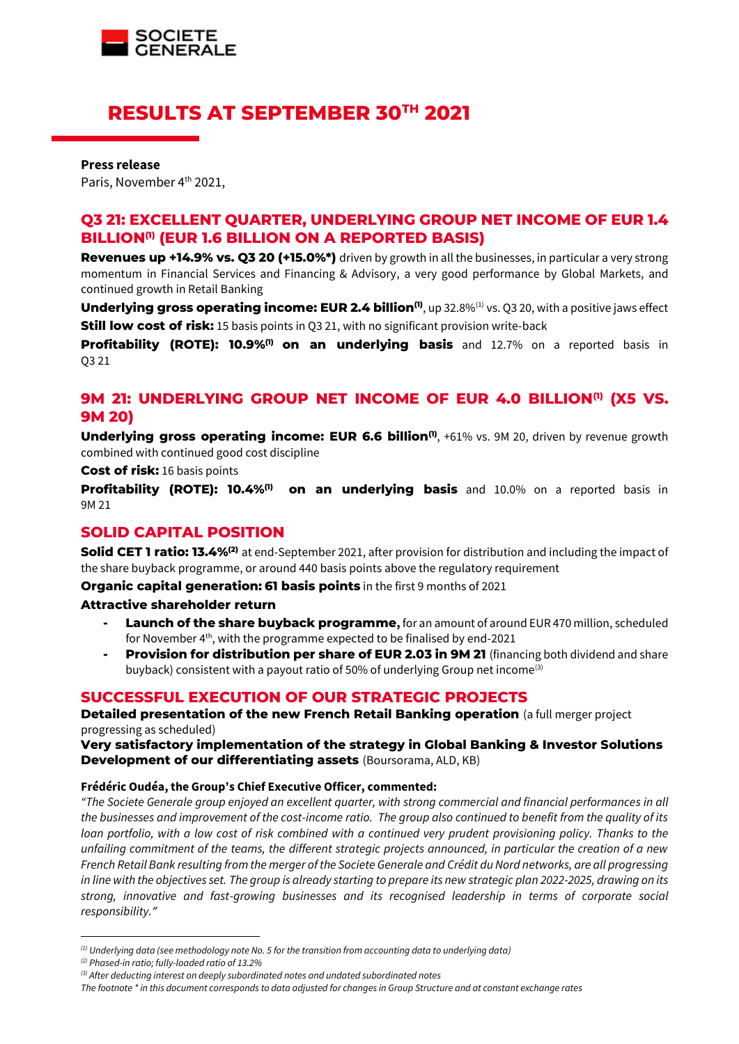# RESULTS AT SEPTEMBER 30TH 2021

**Press release**

Paris, November 4th 2021,

## Q3 21: EXCELLENT QUARTER, UNDERLYING GROUP NET INCOME OF EUR 1.4 BILLION(1) (EUR 1.6 BILLION ON A REPORTED BASIS)

**Revenues up +14.9% vs. Q3 20 (+15.0%*)** driven by growth in all the businesses, in particular a very strong momentum in Financial Services and Financing & Advisory, a very good performance by Global Markets, and continued growth in Retail Banking

**Underlying gross operating income: EUR 2.4 billion(1)**, up 32.8%(1) vs. Q3 20, with a positive jaws effect

**Still low cost of risk:** 15 basis points in Q3 21, with no significant provision write-back

**Profitability (ROTE): 10.9%(1) on an underlying basis** and 12.7% on a reported basis in Q3 21

## 9M 21: UNDERLYING GROUP NET INCOME OF EUR 4.0 BILLION(1) (X5 VS. 9M 20)

**Underlying gross operating income: EUR 6.6 billion(1)**, +61% vs. 9M 20, driven by revenue growth combined with continued good cost discipline

**Cost of risk:** 16 basis points

**Profitability (ROTE): 10.4%(1) on an underlying basis** and 10.0% on a reported basis in 9M 21

## SOLID CAPITAL POSITION

**Solid CET 1 ratio: 13.4%(2)** at end-September 2021, after provision for distribution and including the impact of the share buyback programme, or around 440 basis points above the regulatory requirement

**Organic capital generation: 61 basis points** in the first 9 months of 2021

**Attractive shareholder return**

- **Launch of the share buyback programme,** for an amount of around EUR 470 million, scheduled for November 4th, with the programme expected to be finalised by end-2021
- **Provision for distribution per share of EUR 2.03 in 9M 21** (financing both dividend and share buyback) consistent with a payout ratio of 50% of underlying Group net income(3)

## SUCCESSFUL EXECUTION OF OUR STRATEGIC PROJECTS

**Detailed presentation of the new French Retail Banking operation** (a full merger project progressing as scheduled)

**Very satisfactory implementation of the strategy in Global Banking & Investor Solutions**

**Development of our differentiating assets** (Boursorama, ALD, KB)

**Frédéric Oudéa, the Group's Chief Executive Officer, commented:**

*"The Societe Generale group enjoyed an excellent quarter, with strong commercial and financial performances in all the businesses and improvement of the cost-income ratio. The group also continued to benefit from the quality of its loan portfolio, with a low cost of risk combined with a continued very prudent provisioning policy. Thanks to the unfailing commitment of the teams, the different strategic projects announced, in particular the creation of a new French Retail Bank resulting from the merger of the Societe Generale and Crédit du Nord networks, are all progressing in line with the objectives set. The group is already starting to prepare its new strategic plan 2022-2025, drawing on its strong, innovative and fast-growing businesses and its recognised leadership in terms of corporate social responsibility."*

---

*(1) Underlying data (see methodology note No. 5 for the transition from accounting data to underlying data)*

*(2) Phased-in ratio; fully-loaded ratio of 13.2%*

*(3) After deducting interest on deeply subordinated notes and undated subordinated notes*

*The footnote * in this document corresponds to data adjusted for changes in Group Structure and at constant exchange rates*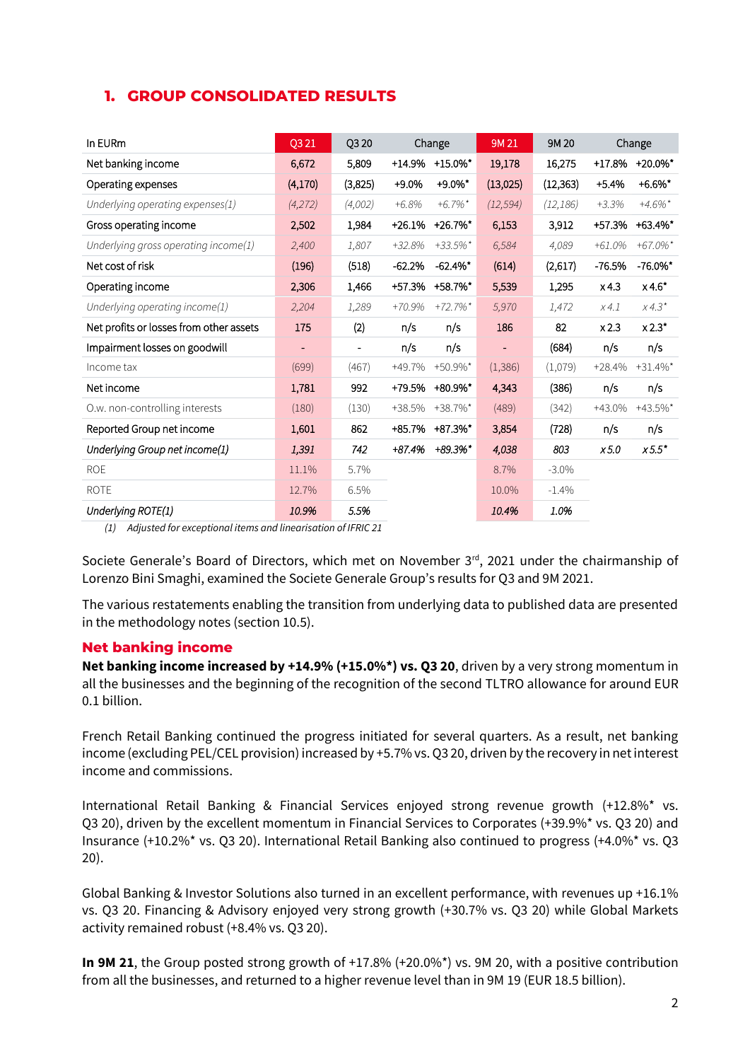## 1. GROUP CONSOLIDATED RESULTS

| In EURm | Q3 21 | Q3 20 | Change | | 9M 21 | 9M 20 | Change | |
|---|---|---|---|---|---|---|---|---|
| Net banking income | 6,672 | 5,809 | +14.9% | +15.0%* | 19,178 | 16,275 | +17.8% | +20.0%* |
| Operating expenses | (4,170) | (3,825) | +9.0% | +9.0%* | (13,025) | (12,363) | +5.4% | +6.6%* |
| *Underlying operating expenses(1)* | *(4,272)* | *(4,002)* | *+6.8%* | *+6.7%** | *(12,594)* | *(12,186)* | *+3.3%* | *+4.6%** |
| Gross operating income | 2,502 | 1,984 | +26.1% | +26.7%* | 6,153 | 3,912 | +57.3% | +63.4%* |
| *Underlying gross operating income(1)* | *2,400* | *1,807* | *+32.8%* | *+33.5%** | *6,584* | *4,089* | *+61.0%* | *+67.0%** |
| Net cost of risk | (196) | (518) | -62.2% | -62.4%* | (614) | (2,617) | -76.5% | -76.0%* |
| Operating income | 2,306 | 1,466 | +57.3% | +58.7%* | 5,539 | 1,295 | x 4.3 | x 4.6* |
| *Underlying operating income(1)* | *2,204* | *1,289* | *+70.9%* | *+72.7%** | *5,970* | *1,472* | *x 4.1* | *x 4.3** |
| Net profits or losses from other assets | 175 | (2) | n/s | n/s | 186 | 82 | x 2.3 | x 2.3* |
| Impairment losses on goodwill | - | - | n/s | n/s | - | (684) | n/s | n/s |
| Income tax | (699) | (467) | +49.7% | +50.9%* | (1,386) | (1,079) | +28.4% | +31.4%* |
| Net income | 1,781 | 992 | +79.5% | +80.9%* | 4,343 | (386) | n/s | n/s |
| O.w. non-controlling interests | (180) | (130) | +38.5% | +38.7%* | (489) | (342) | +43.0% | +43.5%* |
| Reported Group net income | 1,601 | 862 | +85.7% | +87.3%* | 3,854 | (728) | n/s | n/s |
| *Underlying Group net income(1)* | *1,391* | *742* | *+87.4%* | *+89.3%** | *4,038* | *803* | *x 5.0* | *x 5.5** |
| ROE | 11.1% | 5.7% | | | 8.7% | -3.0% | | |
| ROTE | 12.7% | 6.5% | | | 10.0% | -1.4% | | |
| *Underlying ROTE(1)* | *10.9%* | *5.5%* | | | *10.4%* | *1.0%* | | |

*(1) Adjusted for exceptional items and linearisation of IFRIC 21*

Societe Generale's Board of Directors, which met on November 3rd, 2021 under the chairmanship of Lorenzo Bini Smaghi, examined the Societe Generale Group's results for Q3 and 9M 2021.

The various restatements enabling the transition from underlying data to published data are presented in the methodology notes (section 10.5).

### Net banking income

**Net banking income increased by +14.9% (+15.0%*) vs. Q3 20**, driven by a very strong momentum in all the businesses and the beginning of the recognition of the second TLTRO allowance for around EUR 0.1 billion.

French Retail Banking continued the progress initiated for several quarters. As a result, net banking income (excluding PEL/CEL provision) increased by +5.7% vs. Q3 20, driven by the recovery in net interest income and commissions.

International Retail Banking & Financial Services enjoyed strong revenue growth (+12.8%* vs. Q3 20), driven by the excellent momentum in Financial Services to Corporates (+39.9%* vs. Q3 20) and Insurance (+10.2%* vs. Q3 20). International Retail Banking also continued to progress (+4.0%* vs. Q3 20).

Global Banking & Investor Solutions also turned in an excellent performance, with revenues up +16.1% vs. Q3 20. Financing & Advisory enjoyed very strong growth (+30.7% vs. Q3 20) while Global Markets activity remained robust (+8.4% vs. Q3 20).

**In 9M 21**, the Group posted strong growth of +17.8% (+20.0%*) vs. 9M 20, with a positive contribution from all the businesses, and returned to a higher revenue level than in 9M 19 (EUR 18.5 billion).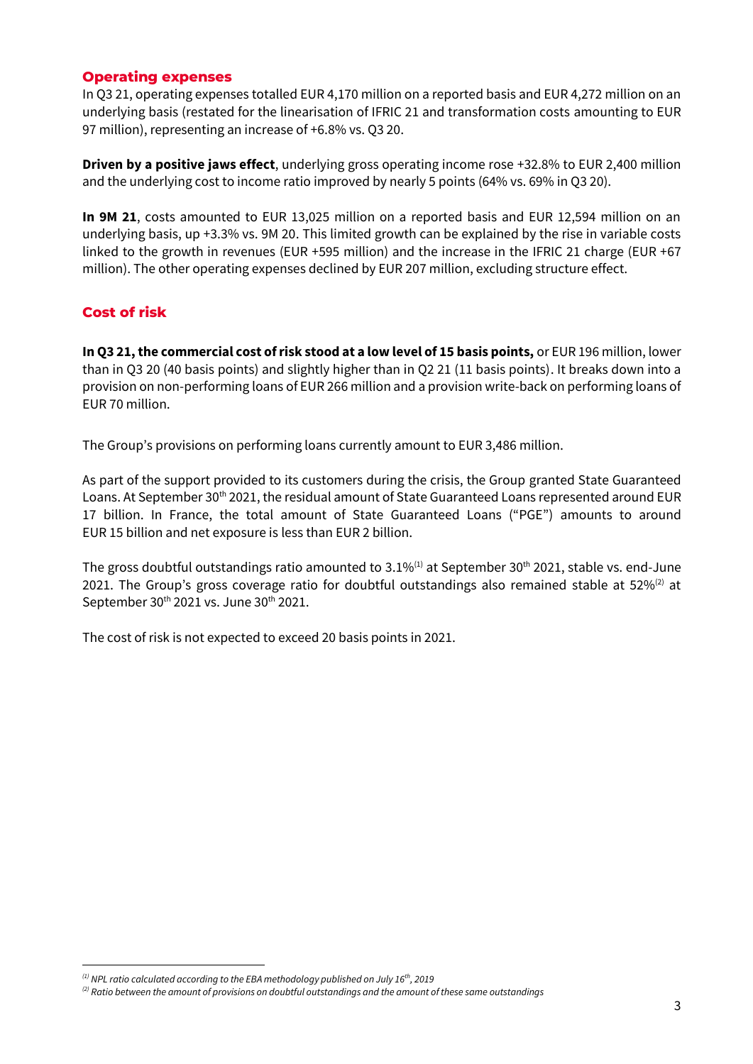## Operating expenses

In Q3 21, operating expenses totalled EUR 4,170 million on a reported basis and EUR 4,272 million on an underlying basis (restated for the linearisation of IFRIC 21 and transformation costs amounting to EUR 97 million), representing an increase of +6.8% vs. Q3 20.

**Driven by a positive jaws effect**, underlying gross operating income rose +32.8% to EUR 2,400 million and the underlying cost to income ratio improved by nearly 5 points (64% vs. 69% in Q3 20).

**In 9M 21**, costs amounted to EUR 13,025 million on a reported basis and EUR 12,594 million on an underlying basis, up +3.3% vs. 9M 20. This limited growth can be explained by the rise in variable costs linked to the growth in revenues (EUR +595 million) and the increase in the IFRIC 21 charge (EUR +67 million). The other operating expenses declined by EUR 207 million, excluding structure effect.

## Cost of risk

**In Q3 21, the commercial cost of risk stood at a low level of 15 basis points,** or EUR 196 million, lower than in Q3 20 (40 basis points) and slightly higher than in Q2 21 (11 basis points). It breaks down into a provision on non-performing loans of EUR 266 million and a provision write-back on performing loans of EUR 70 million.

The Group's provisions on performing loans currently amount to EUR 3,486 million.

As part of the support provided to its customers during the crisis, the Group granted State Guaranteed Loans. At September 30th 2021, the residual amount of State Guaranteed Loans represented around EUR 17 billion. In France, the total amount of State Guaranteed Loans ("PGE") amounts to around EUR 15 billion and net exposure is less than EUR 2 billion.

The gross doubtful outstandings ratio amounted to 3.1%[1] at September 30th 2021, stable vs. end-June 2021. The Group's gross coverage ratio for doubtful outstandings also remained stable at 52%[2] at September 30th 2021 vs. June 30th 2021.

The cost of risk is not expected to exceed 20 basis points in 2021.

---

*[1] NPL ratio calculated according to the EBA methodology published on July 16th, 2019*

*[2] Ratio between the amount of provisions on doubtful outstandings and the amount of these same outstandings*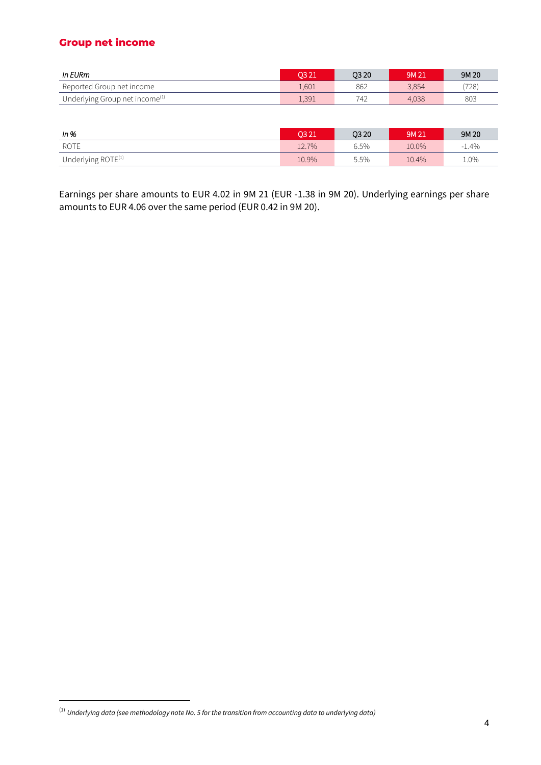## Group net income

| *In EURm* | Q3 21 | Q3 20 | 9M 21 | 9M 20 |
|---|---|---|---|---|
| Reported Group net income | 1,601 | 862 | 3,854 | (728) |
| Underlying Group net income[1] | 1,391 | 742 | 4,038 | 803 |

| *In %* | Q3 21 | Q3 20 | 9M 21 | 9M 20 |
|---|---|---|---|---|
| ROTE | 12.7% | 6.5% | 10.0% | -1.4% |
| Underlying ROTE[1] | 10.9% | 5.5% | 10.4% | 1.0% |

Earnings per share amounts to EUR 4.02 in 9M 21 (EUR -1.38 in 9M 20). Underlying earnings per share amounts to EUR 4.06 over the same period (EUR 0.42 in 9M 20).

[1] *Underlying data (see methodology note No. 5 for the transition from accounting data to underlying data)*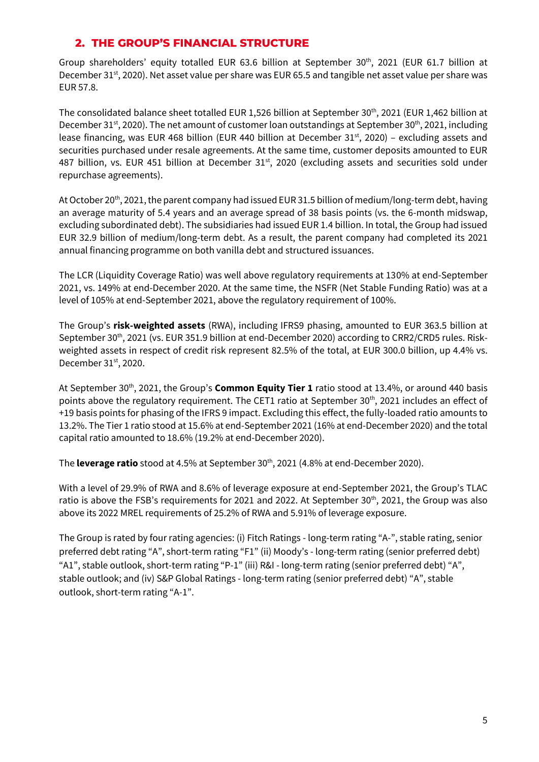## 2. THE GROUP'S FINANCIAL STRUCTURE

Group shareholders' equity totalled EUR 63.6 billion at September 30th, 2021 (EUR 61.7 billion at December 31st, 2020). Net asset value per share was EUR 65.5 and tangible net asset value per share was EUR 57.8.

The consolidated balance sheet totalled EUR 1,526 billion at September 30th, 2021 (EUR 1,462 billion at December 31st, 2020). The net amount of customer loan outstandings at September 30th, 2021, including lease financing, was EUR 468 billion (EUR 440 billion at December 31st, 2020) – excluding assets and securities purchased under resale agreements. At the same time, customer deposits amounted to EUR 487 billion, vs. EUR 451 billion at December 31st, 2020 (excluding assets and securities sold under repurchase agreements).

At October 20th, 2021, the parent company had issued EUR 31.5 billion of medium/long-term debt, having an average maturity of 5.4 years and an average spread of 38 basis points (vs. the 6-month midswap, excluding subordinated debt). The subsidiaries had issued EUR 1.4 billion. In total, the Group had issued EUR 32.9 billion of medium/long-term debt. As a result, the parent company had completed its 2021 annual financing programme on both vanilla debt and structured issuances.

The LCR (Liquidity Coverage Ratio) was well above regulatory requirements at 130% at end-September 2021, vs. 149% at end-December 2020. At the same time, the NSFR (Net Stable Funding Ratio) was at a level of 105% at end-September 2021, above the regulatory requirement of 100%.

The Group's **risk-weighted assets** (RWA), including IFRS9 phasing, amounted to EUR 363.5 billion at September 30th, 2021 (vs. EUR 351.9 billion at end-December 2020) according to CRR2/CRD5 rules. Risk-weighted assets in respect of credit risk represent 82.5% of the total, at EUR 300.0 billion, up 4.4% vs. December 31st, 2020.

At September 30th, 2021, the Group's **Common Equity Tier 1** ratio stood at 13.4%, or around 440 basis points above the regulatory requirement. The CET1 ratio at September 30th, 2021 includes an effect of +19 basis points for phasing of the IFRS 9 impact. Excluding this effect, the fully-loaded ratio amounts to 13.2%. The Tier 1 ratio stood at 15.6% at end-September 2021 (16% at end-December 2020) and the total capital ratio amounted to 18.6% (19.2% at end-December 2020).

The **leverage ratio** stood at 4.5% at September 30th, 2021 (4.8% at end-December 2020).

With a level of 29.9% of RWA and 8.6% of leverage exposure at end-September 2021, the Group's TLAC ratio is above the FSB's requirements for 2021 and 2022. At September 30th, 2021, the Group was also above its 2022 MREL requirements of 25.2% of RWA and 5.91% of leverage exposure.

The Group is rated by four rating agencies: (i) Fitch Ratings - long-term rating "A-", stable rating, senior preferred debt rating "A", short-term rating "F1" (ii) Moody's - long-term rating (senior preferred debt) "A1", stable outlook, short-term rating "P-1" (iii) R&I - long-term rating (senior preferred debt) "A", stable outlook; and (iv) S&P Global Ratings - long-term rating (senior preferred debt) "A", stable outlook, short-term rating "A-1".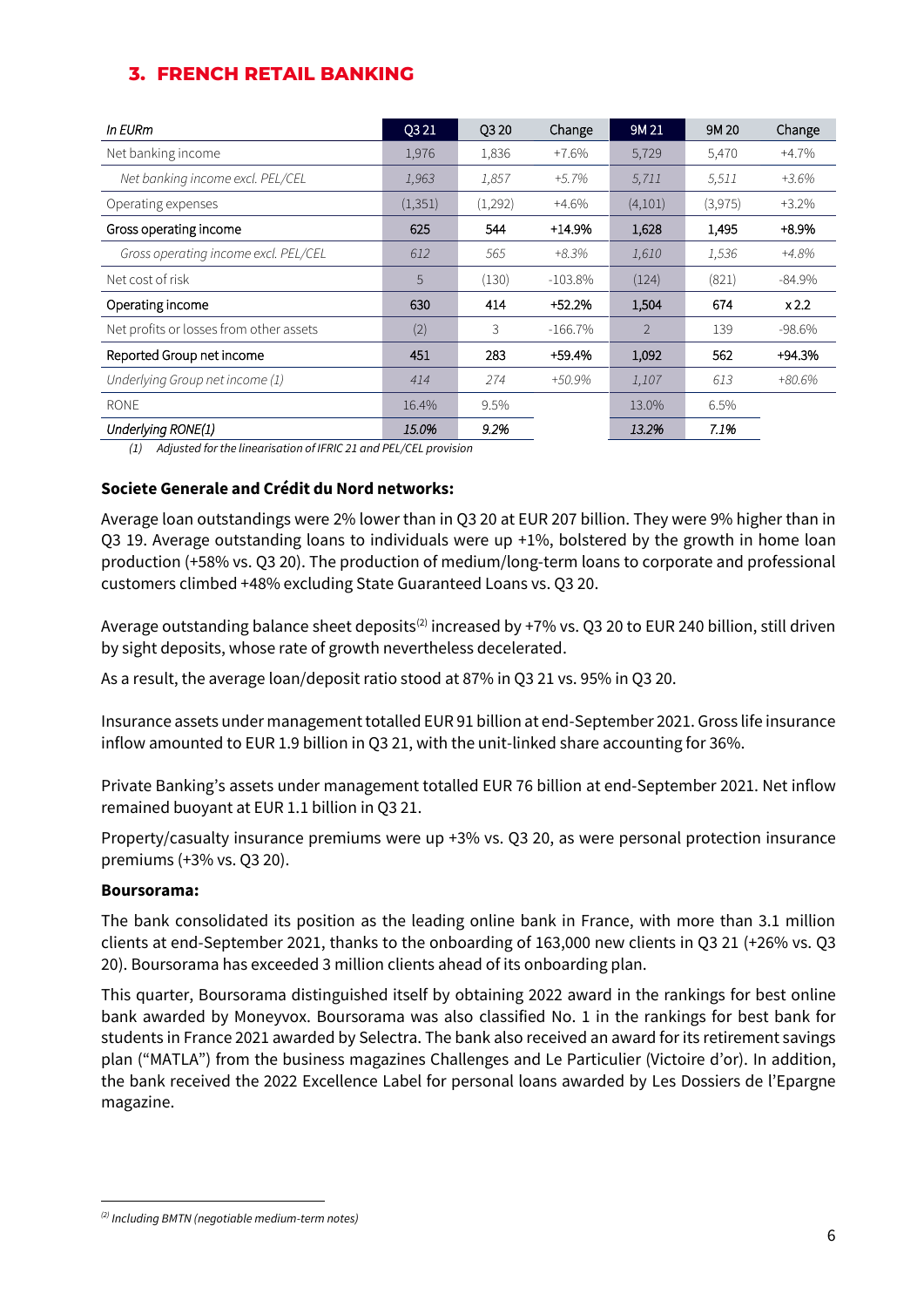## 3. FRENCH RETAIL BANKING

| *In EURm* | Q3 21 | Q3 20 | Change | 9M 21 | 9M 20 | Change |
|---|---|---|---|---|---|---|
| Net banking income | 1,976 | 1,836 | +7.6% | 5,729 | 5,470 | +4.7% |
| *Net banking income excl. PEL/CEL* | *1,963* | *1,857* | *+5.7%* | *5,711* | *5,511* | *+3.6%* |
| Operating expenses | (1,351) | (1,292) | +4.6% | (4,101) | (3,975) | +3.2% |
| **Gross operating income** | **625** | **544** | **+14.9%** | **1,628** | **1,495** | **+8.9%** |
| *Gross operating income excl. PEL/CEL* | *612* | *565* | *+8.3%* | *1,610* | *1,536* | *+4.8%* |
| Net cost of risk | 5 | (130) | -103.8% | (124) | (821) | -84.9% |
| **Operating income** | **630** | **414** | **+52.2%** | **1,504** | **674** | **x 2.2** |
| Net profits or losses from other assets | (2) | 3 | -166.7% | 2 | 139 | -98.6% |
| **Reported Group net income** | **451** | **283** | **+59.4%** | **1,092** | **562** | **+94.3%** |
| *Underlying Group net income (1)* | *414* | *274* | *+50.9%* | *1,107* | *613* | *+80.6%* |
| RONE | 16.4% | 9.5% | | 13.0% | 6.5% | |
| *Underlying RONE(1)* | *15.0%* | *9.2%* | | *13.2%* | *7.1%* | |

*(1) Adjusted for the linearisation of IFRIC 21 and PEL/CEL provision*

**Societe Generale and Crédit du Nord networks:**

Average loan outstandings were 2% lower than in Q3 20 at EUR 207 billion. They were 9% higher than in Q3 19. Average outstanding loans to individuals were up +1%, bolstered by the growth in home loan production (+58% vs. Q3 20). The production of medium/long-term loans to corporate and professional customers climbed +48% excluding State Guaranteed Loans vs. Q3 20.

Average outstanding balance sheet deposits[(2)] increased by +7% vs. Q3 20 to EUR 240 billion, still driven by sight deposits, whose rate of growth nevertheless decelerated.

As a result, the average loan/deposit ratio stood at 87% in Q3 21 vs. 95% in Q3 20.

Insurance assets under management totalled EUR 91 billion at end-September 2021. Gross life insurance inflow amounted to EUR 1.9 billion in Q3 21, with the unit-linked share accounting for 36%.

Private Banking's assets under management totalled EUR 76 billion at end-September 2021. Net inflow remained buoyant at EUR 1.1 billion in Q3 21.

Property/casualty insurance premiums were up +3% vs. Q3 20, as were personal protection insurance premiums (+3% vs. Q3 20).

**Boursorama:**

The bank consolidated its position as the leading online bank in France, with more than 3.1 million clients at end-September 2021, thanks to the onboarding of 163,000 new clients in Q3 21 (+26% vs. Q3 20). Boursorama has exceeded 3 million clients ahead of its onboarding plan.

This quarter, Boursorama distinguished itself by obtaining 2022 award in the rankings for best online bank awarded by Moneyvox. Boursorama was also classified No. 1 in the rankings for best bank for students in France 2021 awarded by Selectra. The bank also received an award for its retirement savings plan ("MATLA") from the business magazines Challenges and Le Particulier (Victoire d'or). In addition, the bank received the 2022 Excellence Label for personal loans awarded by Les Dossiers de l'Epargne magazine.

---

*(2) Including BMTN (negotiable medium-term notes)*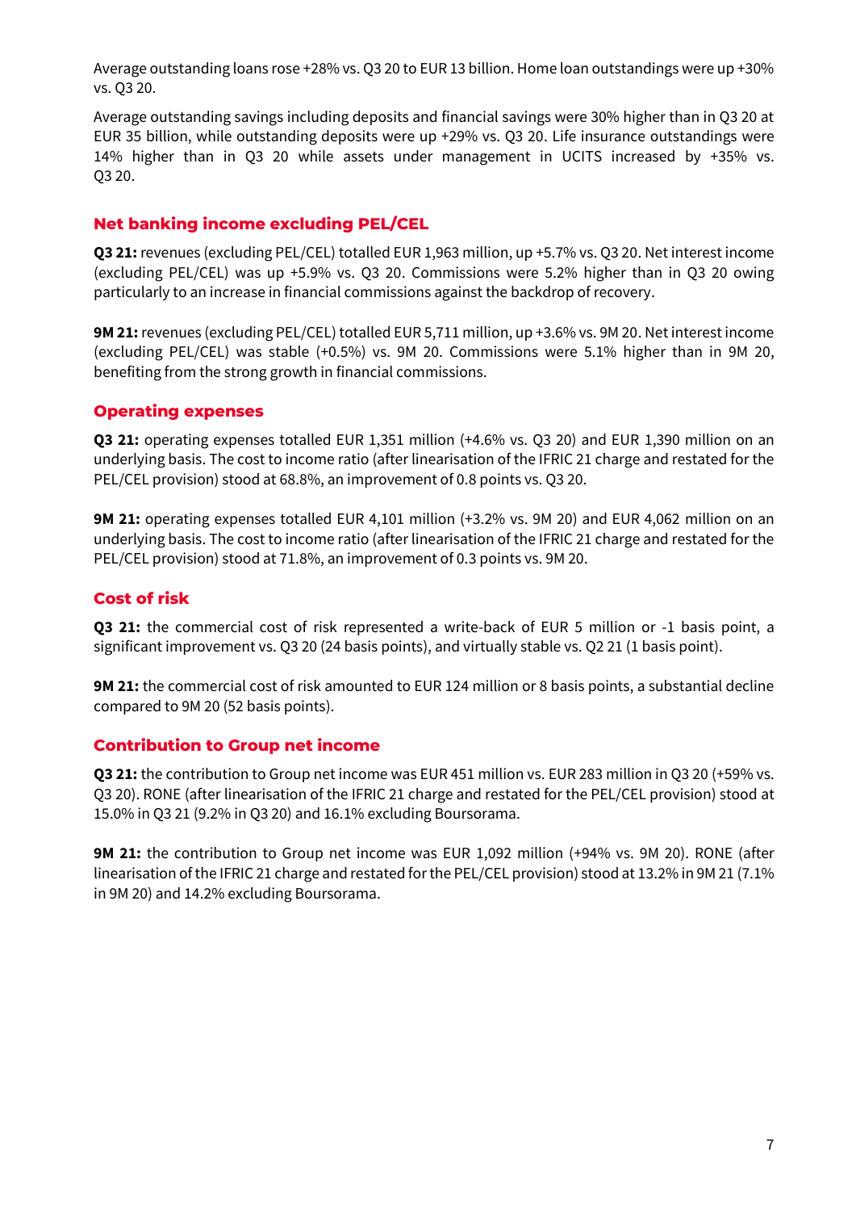Average outstanding loans rose +28% vs. Q3 20 to EUR 13 billion. Home loan outstandings were up +30% vs. Q3 20.

Average outstanding savings including deposits and financial savings were 30% higher than in Q3 20 at EUR 35 billion, while outstanding deposits were up +29% vs. Q3 20. Life insurance outstandings were 14% higher than in Q3 20 while assets under management in UCITS increased by +35% vs. Q3 20.

### Net banking income excluding PEL/CEL

**Q3 21:** revenues (excluding PEL/CEL) totalled EUR 1,963 million, up +5.7% vs. Q3 20. Net interest income (excluding PEL/CEL) was up +5.9% vs. Q3 20. Commissions were 5.2% higher than in Q3 20 owing particularly to an increase in financial commissions against the backdrop of recovery.

**9M 21:** revenues (excluding PEL/CEL) totalled EUR 5,711 million, up +3.6% vs. 9M 20. Net interest income (excluding PEL/CEL) was stable (+0.5%) vs. 9M 20. Commissions were 5.1% higher than in 9M 20, benefiting from the strong growth in financial commissions.

### Operating expenses

**Q3 21:** operating expenses totalled EUR 1,351 million (+4.6% vs. Q3 20) and EUR 1,390 million on an underlying basis. The cost to income ratio (after linearisation of the IFRIC 21 charge and restated for the PEL/CEL provision) stood at 68.8%, an improvement of 0.8 points vs. Q3 20.

**9M 21:** operating expenses totalled EUR 4,101 million (+3.2% vs. 9M 20) and EUR 4,062 million on an underlying basis. The cost to income ratio (after linearisation of the IFRIC 21 charge and restated for the PEL/CEL provision) stood at 71.8%, an improvement of 0.3 points vs. 9M 20.

### Cost of risk

**Q3 21:** the commercial cost of risk represented a write-back of EUR 5 million or -1 basis point, a significant improvement vs. Q3 20 (24 basis points), and virtually stable vs. Q2 21 (1 basis point).

**9M 21:** the commercial cost of risk amounted to EUR 124 million or 8 basis points, a substantial decline compared to 9M 20 (52 basis points).

### Contribution to Group net income

**Q3 21:** the contribution to Group net income was EUR 451 million vs. EUR 283 million in Q3 20 (+59% vs. Q3 20). RONE (after linearisation of the IFRIC 21 charge and restated for the PEL/CEL provision) stood at 15.0% in Q3 21 (9.2% in Q3 20) and 16.1% excluding Boursorama.

**9M 21:** the contribution to Group net income was EUR 1,092 million (+94% vs. 9M 20). RONE (after linearisation of the IFRIC 21 charge and restated for the PEL/CEL provision) stood at 13.2% in 9M 21 (7.1% in 9M 20) and 14.2% excluding Boursorama.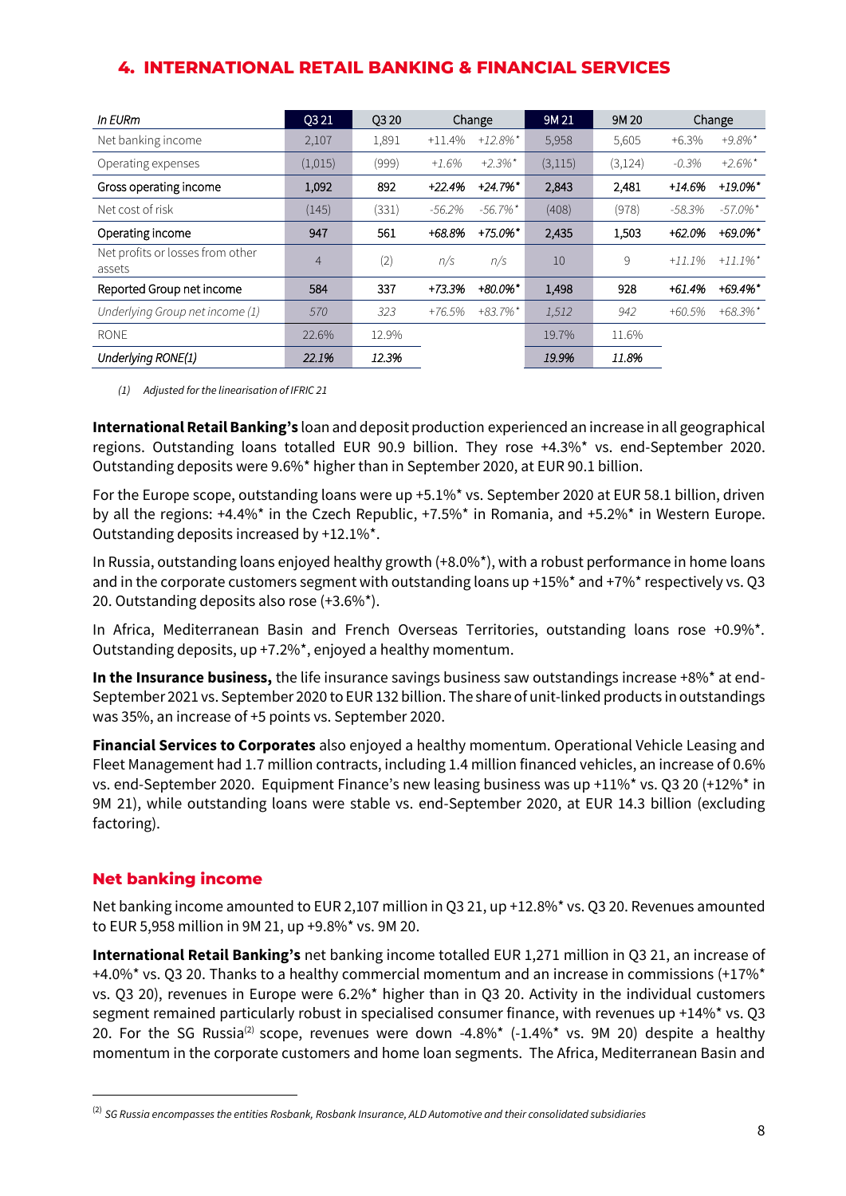## 4. INTERNATIONAL RETAIL BANKING & FINANCIAL SERVICES

| In EURm | Q3 21 | Q3 20 | Change | | 9M 21 | 9M 20 | Change | |
|---|---|---|---|---|---|---|---|---|
| Net banking income | 2,107 | 1,891 | +11.4% | +12.8%* | 5,958 | 5,605 | +6.3% | +9.8%* |
| Operating expenses | (1,015) | (999) | +1.6% | +2.3%* | (3,115) | (3,124) | -0.3% | +2.6%* |
| Gross operating income | 1,092 | 892 | +22.4% | +24.7%* | 2,843 | 2,481 | +14.6% | +19.0%* |
| Net cost of risk | (145) | (331) | -56.2% | -56.7%* | (408) | (978) | -58.3% | -57.0%* |
| Operating income | 947 | 561 | +68.8% | +75.0%* | 2,435 | 1,503 | +62.0% | +69.0%* |
| Net profits or losses from other assets | 4 | (2) | n/s | n/s | 10 | 9 | +11.1% | +11.1%* |
| Reported Group net income | 584 | 337 | +73.3% | +80.0%* | 1,498 | 928 | +61.4% | +69.4%* |
| *Underlying Group net income (1)* | *570* | *323* | *+76.5%* | *+83.7%** | *1,512* | *942* | *+60.5%* | *+68.3%** |
| RONE | 22.6% | 12.9% | | | 19.7% | 11.6% | | |
| *Underlying RONE(1)* | *22.1%* | *12.3%* | | | *19.9%* | *11.8%* | | |

*(1) Adjusted for the linearisation of IFRIC 21*

**International Retail Banking's** loan and deposit production experienced an increase in all geographical regions. Outstanding loans totalled EUR 90.9 billion. They rose +4.3%* vs. end-September 2020. Outstanding deposits were 9.6%* higher than in September 2020, at EUR 90.1 billion.

For the Europe scope, outstanding loans were up +5.1%* vs. September 2020 at EUR 58.1 billion, driven by all the regions: +4.4%* in the Czech Republic, +7.5%* in Romania, and +5.2%* in Western Europe. Outstanding deposits increased by +12.1%*.

In Russia, outstanding loans enjoyed healthy growth (+8.0%*), with a robust performance in home loans and in the corporate customers segment with outstanding loans up +15%* and +7%* respectively vs. Q3 20. Outstanding deposits also rose (+3.6%*).

In Africa, Mediterranean Basin and French Overseas Territories, outstanding loans rose +0.9%*. Outstanding deposits, up +7.2%*, enjoyed a healthy momentum.

**In the Insurance business,** the life insurance savings business saw outstandings increase +8%* at end-September 2021 vs. September 2020 to EUR 132 billion. The share of unit-linked products in outstandings was 35%, an increase of +5 points vs. September 2020.

**Financial Services to Corporates** also enjoyed a healthy momentum. Operational Vehicle Leasing and Fleet Management had 1.7 million contracts, including 1.4 million financed vehicles, an increase of 0.6% vs. end-September 2020. Equipment Finance's new leasing business was up +11%* vs. Q3 20 (+12%* in 9M 21), while outstanding loans were stable vs. end-September 2020, at EUR 14.3 billion (excluding factoring).

### Net banking income

Net banking income amounted to EUR 2,107 million in Q3 21, up +12.8%* vs. Q3 20. Revenues amounted to EUR 5,958 million in 9M 21, up +9.8%* vs. 9M 20.

**International Retail Banking's** net banking income totalled EUR 1,271 million in Q3 21, an increase of +4.0%* vs. Q3 20. Thanks to a healthy commercial momentum and an increase in commissions (+17%* vs. Q3 20), revenues in Europe were 6.2%* higher than in Q3 20. Activity in the individual customers segment remained particularly robust in specialised consumer finance, with revenues up +14%* vs. Q3 20. For the SG Russia[(2)] scope, revenues were down -4.8%* (-1.4%* vs. 9M 20) despite a healthy momentum in the corporate customers and home loan segments. The Africa, Mediterranean Basin and

[(2)] *SG Russia encompasses the entities Rosbank, Rosbank Insurance, ALD Automotive and their consolidated subsidiaries*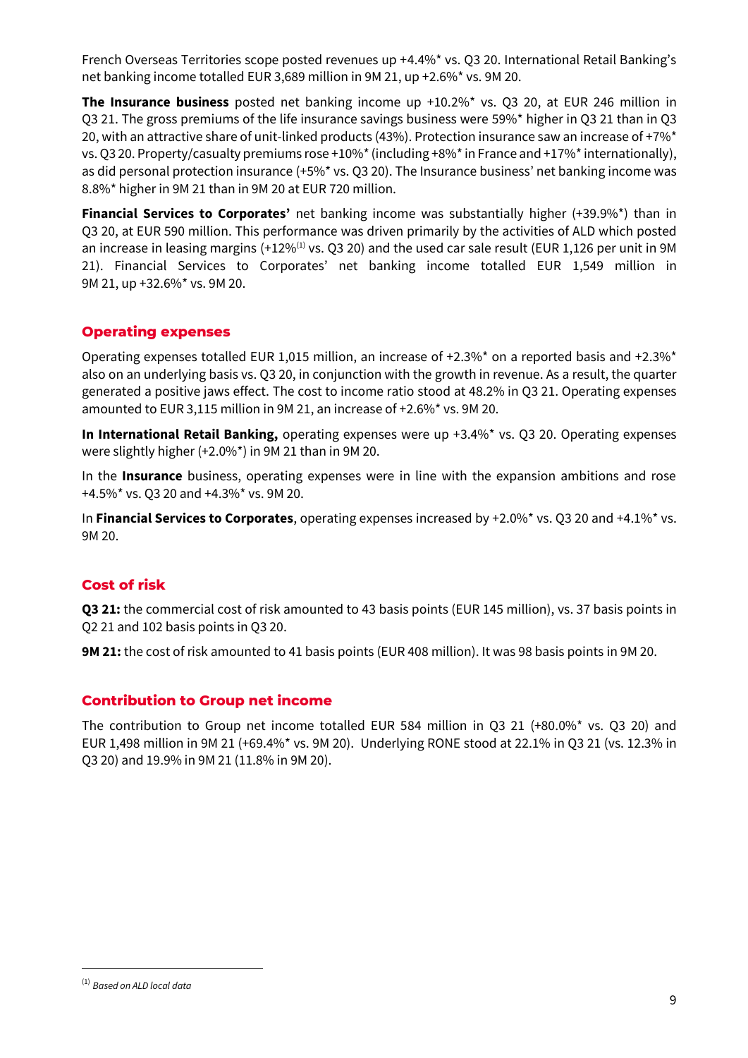French Overseas Territories scope posted revenues up +4.4%* vs. Q3 20. International Retail Banking's net banking income totalled EUR 3,689 million in 9M 21, up +2.6%* vs. 9M 20.

**The Insurance business** posted net banking income up +10.2%* vs. Q3 20, at EUR 246 million in Q3 21. The gross premiums of the life insurance savings business were 59%* higher in Q3 21 than in Q3 20, with an attractive share of unit-linked products (43%). Protection insurance saw an increase of +7%* vs. Q3 20. Property/casualty premiums rose +10%* (including +8%* in France and +17%* internationally), as did personal protection insurance (+5%* vs. Q3 20). The Insurance business' net banking income was 8.8%* higher in 9M 21 than in 9M 20 at EUR 720 million.

**Financial Services to Corporates'** net banking income was substantially higher (+39.9%*) than in Q3 20, at EUR 590 million. This performance was driven primarily by the activities of ALD which posted an increase in leasing margins (+12%[1] vs. Q3 20) and the used car sale result (EUR 1,126 per unit in 9M 21). Financial Services to Corporates' net banking income totalled EUR 1,549 million in 9M 21, up +32.6%* vs. 9M 20.

## Operating expenses

Operating expenses totalled EUR 1,015 million, an increase of +2.3%* on a reported basis and +2.3%* also on an underlying basis vs. Q3 20, in conjunction with the growth in revenue. As a result, the quarter generated a positive jaws effect. The cost to income ratio stood at 48.2% in Q3 21. Operating expenses amounted to EUR 3,115 million in 9M 21, an increase of +2.6%* vs. 9M 20.

**In International Retail Banking,** operating expenses were up +3.4%* vs. Q3 20. Operating expenses were slightly higher (+2.0%*) in 9M 21 than in 9M 20.

In the **Insurance** business, operating expenses were in line with the expansion ambitions and rose +4.5%* vs. Q3 20 and +4.3%* vs. 9M 20.

In **Financial Services to Corporates**, operating expenses increased by +2.0%* vs. Q3 20 and +4.1%* vs. 9M 20.

## Cost of risk

**Q3 21:** the commercial cost of risk amounted to 43 basis points (EUR 145 million), vs. 37 basis points in Q2 21 and 102 basis points in Q3 20.

**9M 21:** the cost of risk amounted to 41 basis points (EUR 408 million). It was 98 basis points in 9M 20.

## Contribution to Group net income

The contribution to Group net income totalled EUR 584 million in Q3 21 (+80.0%* vs. Q3 20) and EUR 1,498 million in 9M 21 (+69.4%* vs. 9M 20). Underlying RONE stood at 22.1% in Q3 21 (vs. 12.3% in Q3 20) and 19.9% in 9M 21 (11.8% in 9M 20).

---

[1] *Based on ALD local data*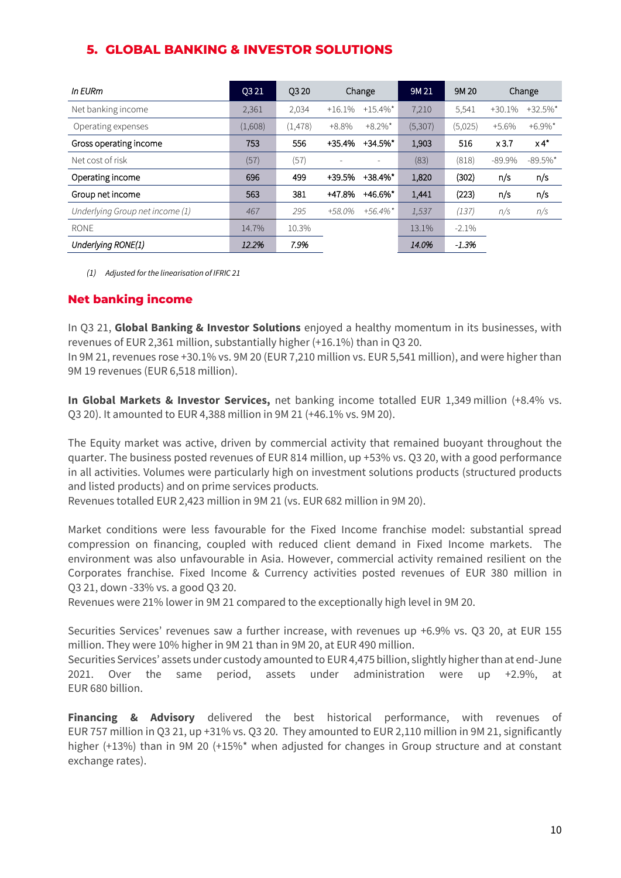## 5. GLOBAL BANKING & INVESTOR SOLUTIONS

| *In EURm* | Q3 21 | Q3 20 | Change | | 9M 21 | 9M 20 | Change | |
|---|---|---|---|---|---|---|---|---|
| Net banking income | 2,361 | 2,034 | +16.1% | +15.4%* | 7,210 | 5,541 | +30.1% | +32.5%* |
| Operating expenses | (1,608) | (1,478) | +8.8% | +8.2%* | (5,307) | (5,025) | +5.6% | +6.9%* |
| **Gross operating income** | **753** | **556** | **+35.4%** | **+34.5%*** | **1,903** | **516** | **x 3.7** | **x 4*** |
| Net cost of risk | (57) | (57) | - | - | (83) | (818) | -89.9% | -89.5%* |
| **Operating income** | **696** | **499** | **+39.5%** | **+38.4%*** | **1,820** | **(302)** | **n/s** | **n/s** |
| **Group net income** | **563** | **381** | **+47.8%** | **+46.6%*** | **1,441** | **(223)** | **n/s** | **n/s** |
| *Underlying Group net income (1)* | *467* | *295* | *+58.0%* | *+56.4%** | *1,537* | *(137)* | *n/s* | *n/s* |
| RONE | 14.7% | 10.3% | | | 13.1% | -2.1% | | |
| *Underlying RONE(1)* | *12.2%* | *7.9%* | | | *14.0%* | *-1.3%* | | |

*(1) Adjusted for the linearisation of IFRIC 21*

### Net banking income

In Q3 21, **Global Banking & Investor Solutions** enjoyed a healthy momentum in its businesses, with revenues of EUR 2,361 million, substantially higher (+16.1%) than in Q3 20.
In 9M 21, revenues rose +30.1% vs. 9M 20 (EUR 7,210 million vs. EUR 5,541 million), and were higher than 9M 19 revenues (EUR 6,518 million).

**In Global Markets & Investor Services,** net banking income totalled EUR 1,349 million (+8.4% vs. Q3 20). It amounted to EUR 4,388 million in 9M 21 (+46.1% vs. 9M 20).

The Equity market was active, driven by commercial activity that remained buoyant throughout the quarter. The business posted revenues of EUR 814 million, up +53% vs. Q3 20, with a good performance in all activities. Volumes were particularly high on investment solutions products (structured products and listed products) and on prime services products.
Revenues totalled EUR 2,423 million in 9M 21 (vs. EUR 682 million in 9M 20).

Market conditions were less favourable for the Fixed Income franchise model: substantial spread compression on financing, coupled with reduced client demand in Fixed Income markets. The environment was also unfavourable in Asia. However, commercial activity remained resilient on the Corporates franchise. Fixed Income & Currency activities posted revenues of EUR 380 million in Q3 21, down -33% vs. a good Q3 20.
Revenues were 21% lower in 9M 21 compared to the exceptionally high level in 9M 20.

Securities Services' revenues saw a further increase, with revenues up +6.9% vs. Q3 20, at EUR 155 million. They were 10% higher in 9M 21 than in 9M 20, at EUR 490 million.
Securities Services' assets under custody amounted to EUR 4,475 billion, slightly higher than at end-June 2021. Over the same period, assets under administration were up +2.9%, at EUR 680 billion.

**Financing & Advisory** delivered the best historical performance, with revenues of EUR 757 million in Q3 21, up +31% vs. Q3 20. They amounted to EUR 2,110 million in 9M 21, significantly higher (+13%) than in 9M 20 (+15%* when adjusted for changes in Group structure and at constant exchange rates).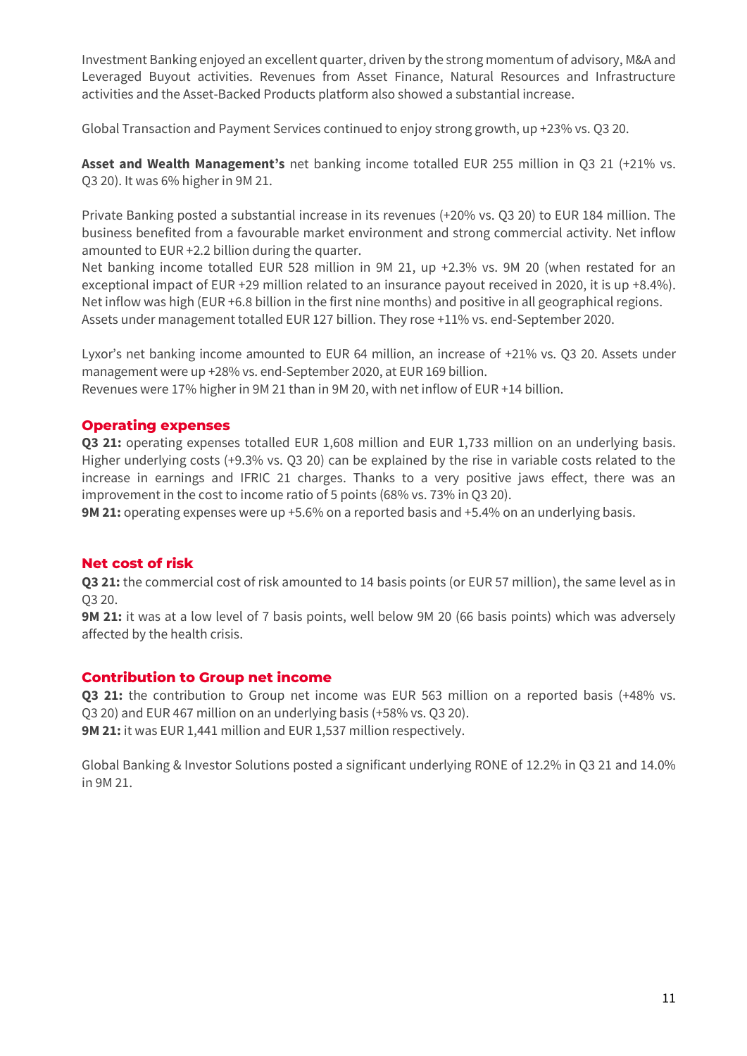Investment Banking enjoyed an excellent quarter, driven by the strong momentum of advisory, M&A and Leveraged Buyout activities. Revenues from Asset Finance, Natural Resources and Infrastructure activities and the Asset-Backed Products platform also showed a substantial increase.

Global Transaction and Payment Services continued to enjoy strong growth, up +23% vs. Q3 20.

**Asset and Wealth Management's** net banking income totalled EUR 255 million in Q3 21 (+21% vs. Q3 20). It was 6% higher in 9M 21.

Private Banking posted a substantial increase in its revenues (+20% vs. Q3 20) to EUR 184 million. The business benefited from a favourable market environment and strong commercial activity. Net inflow amounted to EUR +2.2 billion during the quarter.
Net banking income totalled EUR 528 million in 9M 21, up +2.3% vs. 9M 20 (when restated for an exceptional impact of EUR +29 million related to an insurance payout received in 2020, it is up +8.4%). Net inflow was high (EUR +6.8 billion in the first nine months) and positive in all geographical regions. Assets under management totalled EUR 127 billion. They rose +11% vs. end-September 2020.

Lyxor's net banking income amounted to EUR 64 million, an increase of +21% vs. Q3 20. Assets under management were up +28% vs. end-September 2020, at EUR 169 billion.
Revenues were 17% higher in 9M 21 than in 9M 20, with net inflow of EUR +14 billion.

## Operating expenses

**Q3 21:** operating expenses totalled EUR 1,608 million and EUR 1,733 million on an underlying basis. Higher underlying costs (+9.3% vs. Q3 20) can be explained by the rise in variable costs related to the increase in earnings and IFRIC 21 charges. Thanks to a very positive jaws effect, there was an improvement in the cost to income ratio of 5 points (68% vs. 73% in Q3 20).
**9M 21:** operating expenses were up +5.6% on a reported basis and +5.4% on an underlying basis.

## Net cost of risk

**Q3 21:** the commercial cost of risk amounted to 14 basis points (or EUR 57 million), the same level as in Q3 20.
**9M 21:** it was at a low level of 7 basis points, well below 9M 20 (66 basis points) which was adversely affected by the health crisis.

## Contribution to Group net income

**Q3 21:** the contribution to Group net income was EUR 563 million on a reported basis (+48% vs. Q3 20) and EUR 467 million on an underlying basis (+58% vs. Q3 20).
**9M 21:** it was EUR 1,441 million and EUR 1,537 million respectively.

Global Banking & Investor Solutions posted a significant underlying RONE of 12.2% in Q3 21 and 14.0% in 9M 21.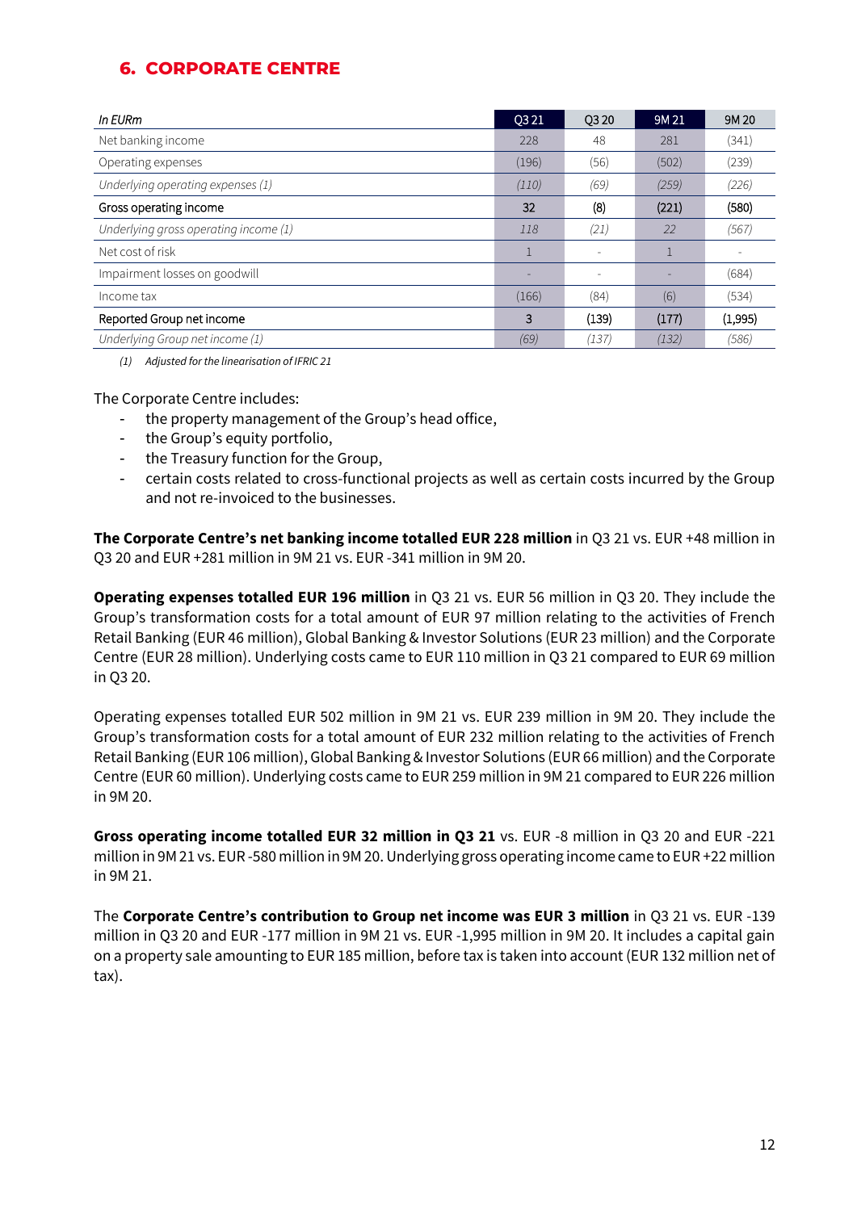## 6. CORPORATE CENTRE

| *In EURm* | Q3 21 | Q3 20 | 9M 21 | 9M 20 |
|---|---|---|---|---|
| Net banking income | 228 | 48 | 281 | (341) |
| Operating expenses | (196) | (56) | (502) | (239) |
| *Underlying operating expenses (1)* | *(110)* | *(69)* | *(259)* | *(226)* |
| Gross operating income | 32 | (8) | (221) | (580) |
| *Underlying gross operating income (1)* | *118* | *(21)* | *22* | *(567)* |
| Net cost of risk | 1 | - | 1 | - |
| Impairment losses on goodwill | - | - | - | (684) |
| Income tax | (166) | (84) | (6) | (534) |
| Reported Group net income | 3 | (139) | (177) | (1,995) |
| *Underlying Group net income (1)* | *(69)* | *(137)* | *(132)* | *(586)* |

*(1) Adjusted for the linearisation of IFRIC 21*

The Corporate Centre includes:

- the property management of the Group's head office,
- the Group's equity portfolio,
- the Treasury function for the Group,
- certain costs related to cross-functional projects as well as certain costs incurred by the Group and not re-invoiced to the businesses.

**The Corporate Centre's net banking income totalled EUR 228 million** in Q3 21 vs. EUR +48 million in Q3 20 and EUR +281 million in 9M 21 vs. EUR -341 million in 9M 20.

**Operating expenses totalled EUR 196 million** in Q3 21 vs. EUR 56 million in Q3 20. They include the Group's transformation costs for a total amount of EUR 97 million relating to the activities of French Retail Banking (EUR 46 million), Global Banking & Investor Solutions (EUR 23 million) and the Corporate Centre (EUR 28 million). Underlying costs came to EUR 110 million in Q3 21 compared to EUR 69 million in Q3 20.

Operating expenses totalled EUR 502 million in 9M 21 vs. EUR 239 million in 9M 20. They include the Group's transformation costs for a total amount of EUR 232 million relating to the activities of French Retail Banking (EUR 106 million), Global Banking & Investor Solutions (EUR 66 million) and the Corporate Centre (EUR 60 million). Underlying costs came to EUR 259 million in 9M 21 compared to EUR 226 million in 9M 20.

**Gross operating income totalled EUR 32 million in Q3 21** vs. EUR -8 million in Q3 20 and EUR -221 million in 9M 21 vs. EUR -580 million in 9M 20. Underlying gross operating income came to EUR +22 million in 9M 21.

The **Corporate Centre's contribution to Group net income was EUR 3 million** in Q3 21 vs. EUR -139 million in Q3 20 and EUR -177 million in 9M 21 vs. EUR -1,995 million in 9M 20. It includes a capital gain on a property sale amounting to EUR 185 million, before tax is taken into account (EUR 132 million net of tax).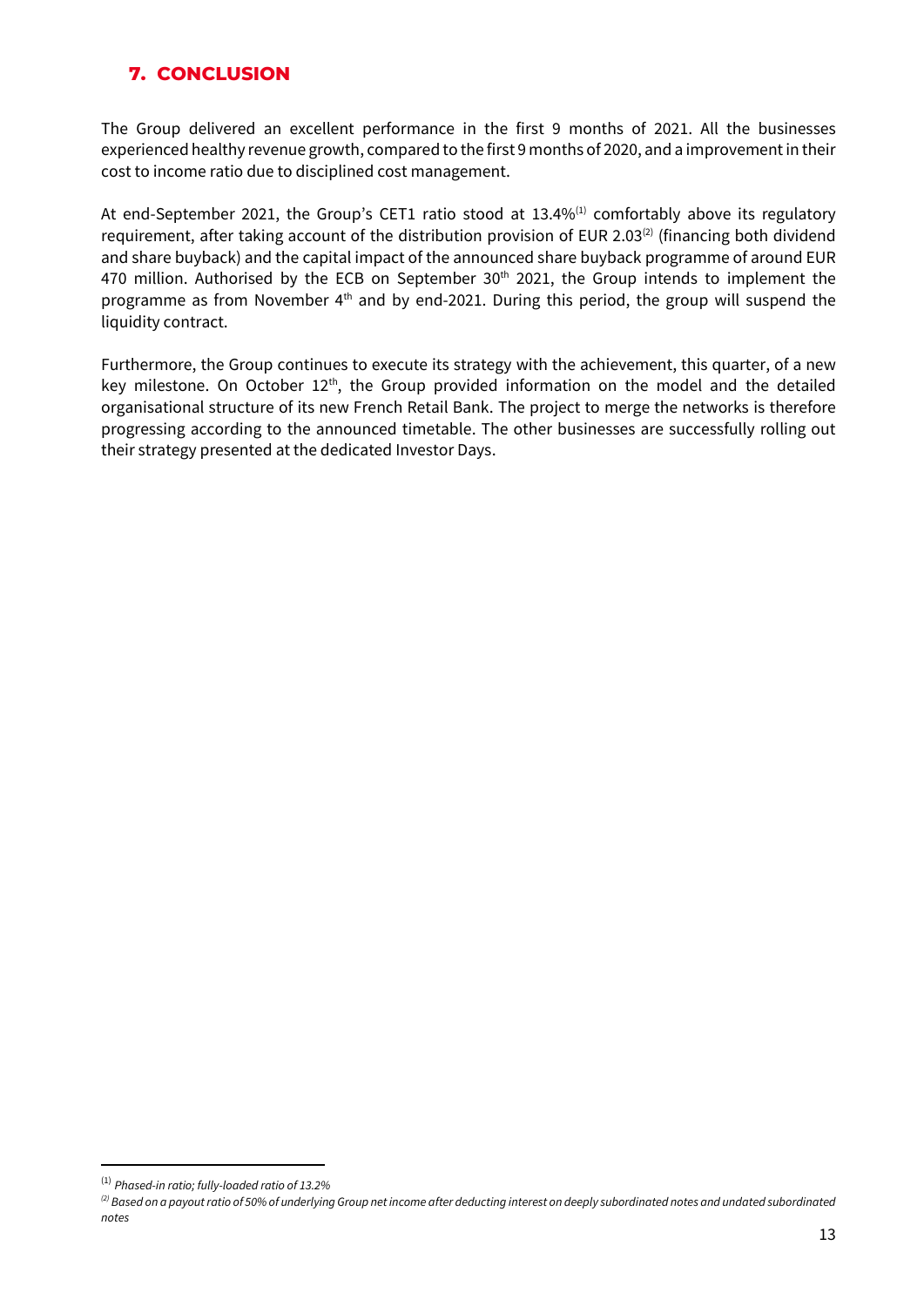## 7. CONCLUSION

The Group delivered an excellent performance in the first 9 months of 2021. All the businesses experienced healthy revenue growth, compared to the first 9 months of 2020, and a improvement in their cost to income ratio due to disciplined cost management.

At end-September 2021, the Group's CET1 ratio stood at 13.4%[1] comfortably above its regulatory requirement, after taking account of the distribution provision of EUR 2.03[2] (financing both dividend and share buyback) and the capital impact of the announced share buyback programme of around EUR 470 million. Authorised by the ECB on September 30th 2021, the Group intends to implement the programme as from November 4th and by end-2021. During this period, the group will suspend the liquidity contract.

Furthermore, the Group continues to execute its strategy with the achievement, this quarter, of a new key milestone. On October 12th, the Group provided information on the model and the detailed organisational structure of its new French Retail Bank. The project to merge the networks is therefore progressing according to the announced timetable. The other businesses are successfully rolling out their strategy presented at the dedicated Investor Days.

---

[1] *Phased-in ratio; fully-loaded ratio of 13.2%*

[2] *Based on a payout ratio of 50% of underlying Group net income after deducting interest on deeply subordinated notes and undated subordinated notes*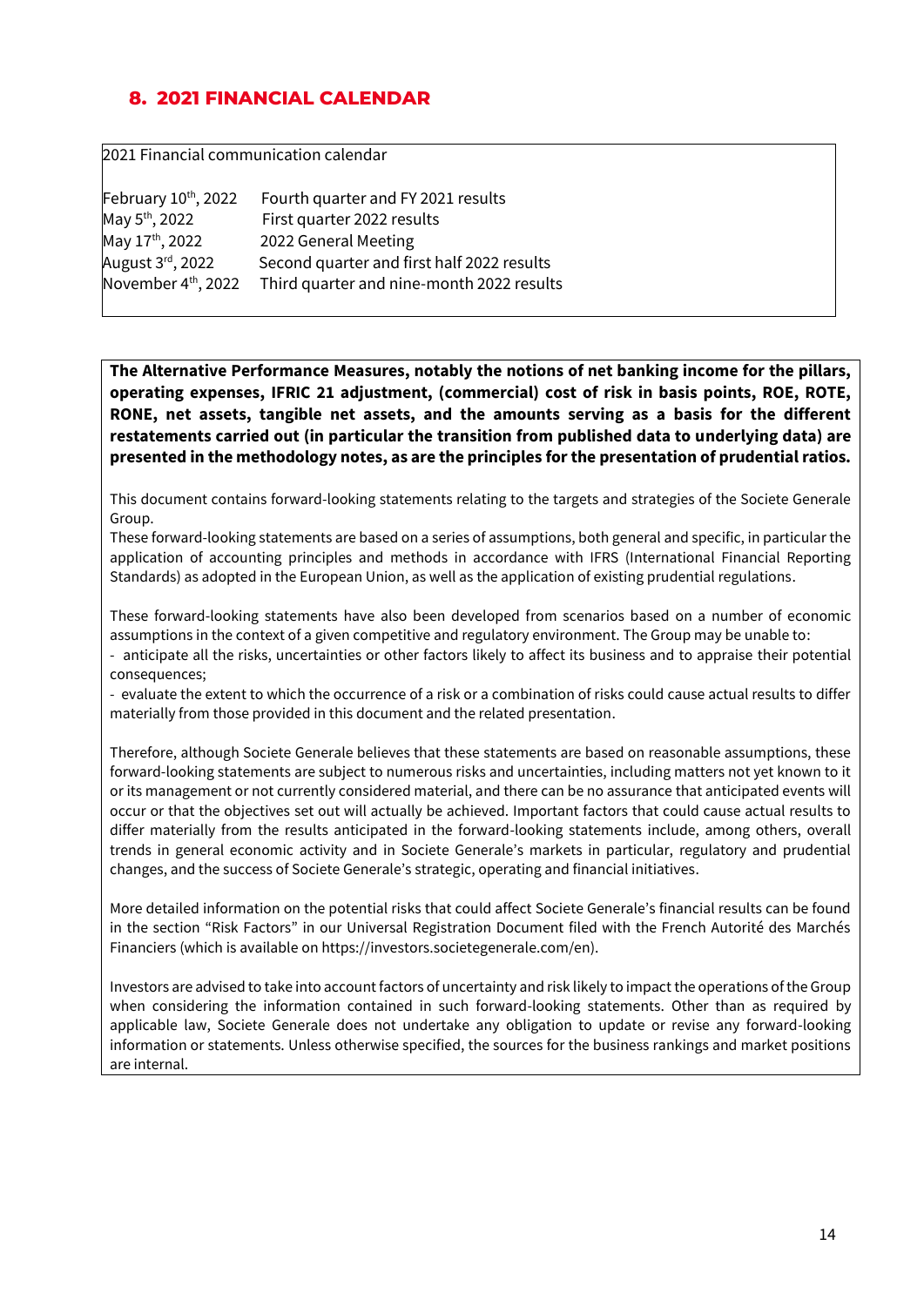## 8. 2021 FINANCIAL CALENDAR

| 2021 Financial communication calendar | |
|---|---|
| February 10th, 2022 | Fourth quarter and FY 2021 results |
| May 5th, 2022 | First quarter 2022 results |
| May 17th, 2022 | 2022 General Meeting |
| August 3rd, 2022 | Second quarter and first half 2022 results |
| November 4th, 2022 | Third quarter and nine-month 2022 results |

**The Alternative Performance Measures, notably the notions of net banking income for the pillars, operating expenses, IFRIC 21 adjustment, (commercial) cost of risk in basis points, ROE, ROTE, RONE, net assets, tangible net assets, and the amounts serving as a basis for the different restatements carried out (in particular the transition from published data to underlying data) are presented in the methodology notes, as are the principles for the presentation of prudential ratios.**

This document contains forward-looking statements relating to the targets and strategies of the Societe Generale Group.
These forward-looking statements are based on a series of assumptions, both general and specific, in particular the application of accounting principles and methods in accordance with IFRS (International Financial Reporting Standards) as adopted in the European Union, as well as the application of existing prudential regulations.

These forward-looking statements have also been developed from scenarios based on a number of economic assumptions in the context of a given competitive and regulatory environment. The Group may be unable to:
- anticipate all the risks, uncertainties or other factors likely to affect its business and to appraise their potential consequences;
- evaluate the extent to which the occurrence of a risk or a combination of risks could cause actual results to differ materially from those provided in this document and the related presentation.

Therefore, although Societe Generale believes that these statements are based on reasonable assumptions, these forward-looking statements are subject to numerous risks and uncertainties, including matters not yet known to it or its management or not currently considered material, and there can be no assurance that anticipated events will occur or that the objectives set out will actually be achieved. Important factors that could cause actual results to differ materially from the results anticipated in the forward-looking statements include, among others, overall trends in general economic activity and in Societe Generale's markets in particular, regulatory and prudential changes, and the success of Societe Generale's strategic, operating and financial initiatives.

More detailed information on the potential risks that could affect Societe Generale's financial results can be found in the section "Risk Factors" in our Universal Registration Document filed with the French Autorité des Marchés Financiers (which is available on https://investors.societegenerale.com/en).

Investors are advised to take into account factors of uncertainty and risk likely to impact the operations of the Group when considering the information contained in such forward-looking statements. Other than as required by applicable law, Societe Generale does not undertake any obligation to update or revise any forward-looking information or statements. Unless otherwise specified, the sources for the business rankings and market positions are internal.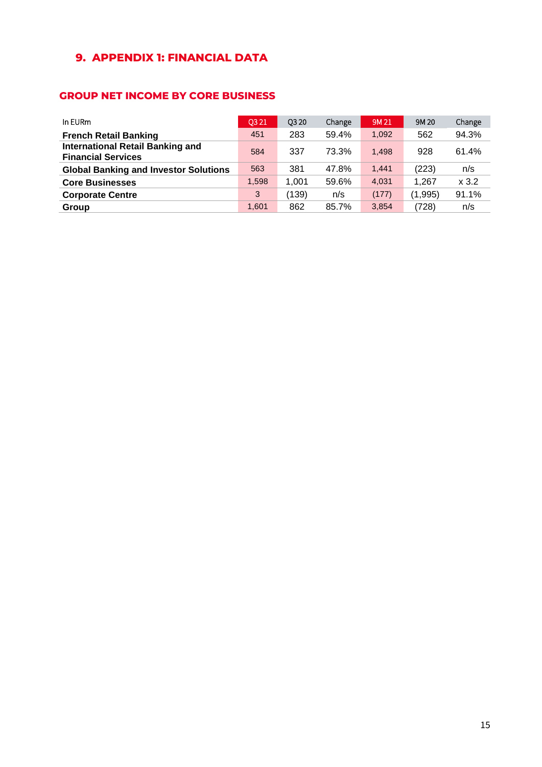## 9. APPENDIX 1: FINANCIAL DATA

### GROUP NET INCOME BY CORE BUSINESS

| In EURm | Q3 21 | Q3 20 | Change | 9M 21 | 9M 20 | Change |
|---|---|---|---|---|---|---|
| **French Retail Banking** | 451 | 283 | 59.4% | 1,092 | 562 | 94.3% |
| **International Retail Banking and Financial Services** | 584 | 337 | 73.3% | 1,498 | 928 | 61.4% |
| **Global Banking and Investor Solutions** | 563 | 381 | 47.8% | 1,441 | (223) | n/s |
| **Core Businesses** | 1,598 | 1,001 | 59.6% | 4,031 | 1,267 | x 3.2 |
| **Corporate Centre** | 3 | (139) | n/s | (177) | (1,995) | 91.1% |
| **Group** | 1,601 | 862 | 85.7% | 3,854 | (728) | n/s |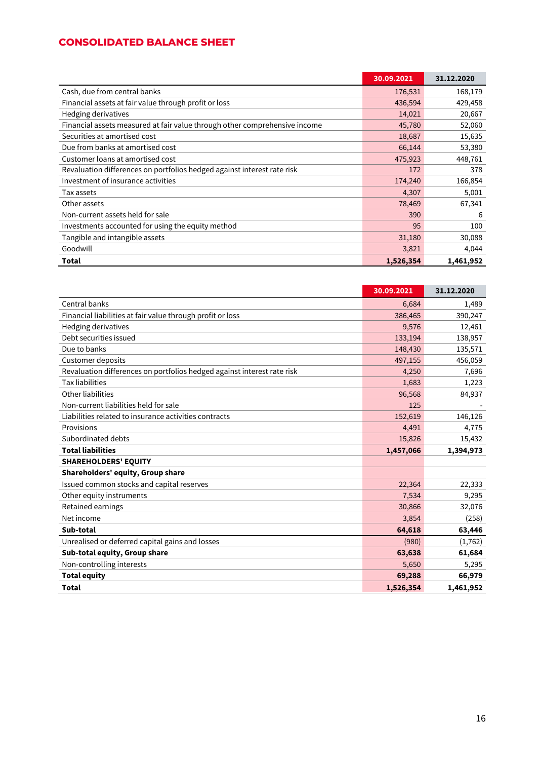## CONSOLIDATED BALANCE SHEET

| | 30.09.2021 | 31.12.2020 |
|---|---|---|
| Cash, due from central banks | 176,531 | 168,179 |
| Financial assets at fair value through profit or loss | 436,594 | 429,458 |
| Hedging derivatives | 14,021 | 20,667 |
| Financial assets measured at fair value through other comprehensive income | 45,780 | 52,060 |
| Securities at amortised cost | 18,687 | 15,635 |
| Due from banks at amortised cost | 66,144 | 53,380 |
| Customer loans at amortised cost | 475,923 | 448,761 |
| Revaluation differences on portfolios hedged against interest rate risk | 172 | 378 |
| Investment of insurance activities | 174,240 | 166,854 |
| Tax assets | 4,307 | 5,001 |
| Other assets | 78,469 | 67,341 |
| Non-current assets held for sale | 390 | 6 |
| Investments accounted for using the equity method | 95 | 100 |
| Tangible and intangible assets | 31,180 | 30,088 |
| Goodwill | 3,821 | 4,044 |
| **Total** | **1,526,354** | **1,461,952** |

| | 30.09.2021 | 31.12.2020 |
|---|---|---|
| Central banks | 6,684 | 1,489 |
| Financial liabilities at fair value through profit or loss | 386,465 | 390,247 |
| Hedging derivatives | 9,576 | 12,461 |
| Debt securities issued | 133,194 | 138,957 |
| Due to banks | 148,430 | 135,571 |
| Customer deposits | 497,155 | 456,059 |
| Revaluation differences on portfolios hedged against interest rate risk | 4,250 | 7,696 |
| Tax liabilities | 1,683 | 1,223 |
| Other liabilities | 96,568 | 84,937 |
| Non-current liabilities held for sale | 125 | - |
| Liabilities related to insurance activities contracts | 152,619 | 146,126 |
| Provisions | 4,491 | 4,775 |
| Subordinated debts | 15,826 | 15,432 |
| **Total liabilities** | **1,457,066** | **1,394,973** |
| **SHAREHOLDERS' EQUITY** | | |
| **Shareholders' equity, Group share** | | |
| Issued common stocks and capital reserves | 22,364 | 22,333 |
| Other equity instruments | 7,534 | 9,295 |
| Retained earnings | 30,866 | 32,076 |
| Net income | 3,854 | (258) |
| **Sub-total** | **64,618** | **63,446** |
| Unrealised or deferred capital gains and losses | (980) | (1,762) |
| **Sub-total equity, Group share** | **63,638** | **61,684** |
| Non-controlling interests | 5,650 | 5,295 |
| **Total equity** | **69,288** | **66,979** |
| **Total** | **1,526,354** | **1,461,952** |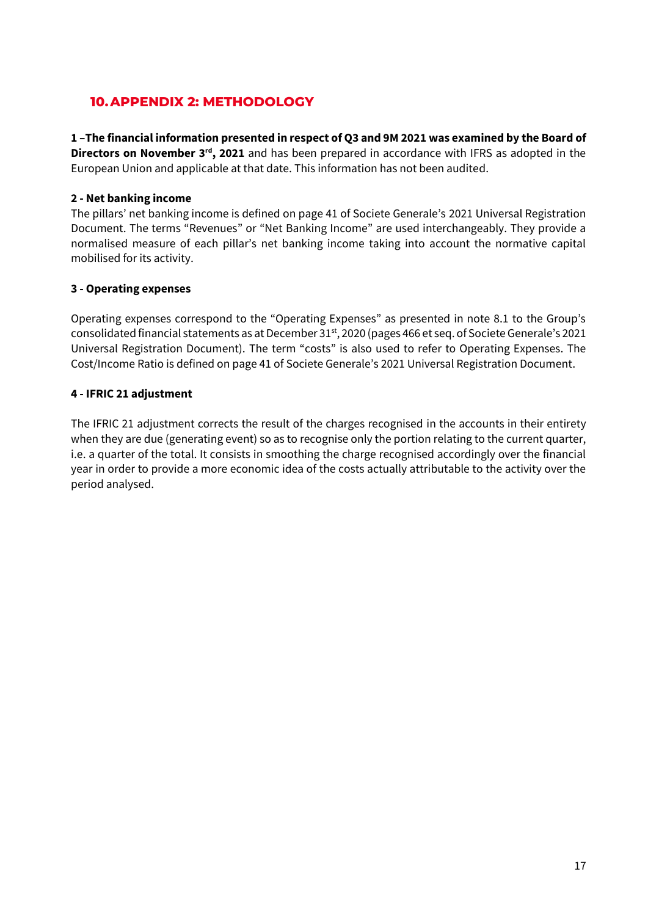## 10. APPENDIX 2: METHODOLOGY

**1 –The financial information presented in respect of Q3 and 9M 2021 was examined by the Board of Directors on November 3rd, 2021** and has been prepared in accordance with IFRS as adopted in the European Union and applicable at that date. This information has not been audited.

**2 - Net banking income**

The pillars' net banking income is defined on page 41 of Societe Generale's 2021 Universal Registration Document. The terms "Revenues" or "Net Banking Income" are used interchangeably. They provide a normalised measure of each pillar's net banking income taking into account the normative capital mobilised for its activity.

**3 - Operating expenses**

Operating expenses correspond to the "Operating Expenses" as presented in note 8.1 to the Group's consolidated financial statements as at December 31st, 2020 (pages 466 et seq. of Societe Generale's 2021 Universal Registration Document). The term "costs" is also used to refer to Operating Expenses. The Cost/Income Ratio is defined on page 41 of Societe Generale's 2021 Universal Registration Document.

**4 - IFRIC 21 adjustment**

The IFRIC 21 adjustment corrects the result of the charges recognised in the accounts in their entirety when they are due (generating event) so as to recognise only the portion relating to the current quarter, i.e. a quarter of the total. It consists in smoothing the charge recognised accordingly over the financial year in order to provide a more economic idea of the costs actually attributable to the activity over the period analysed.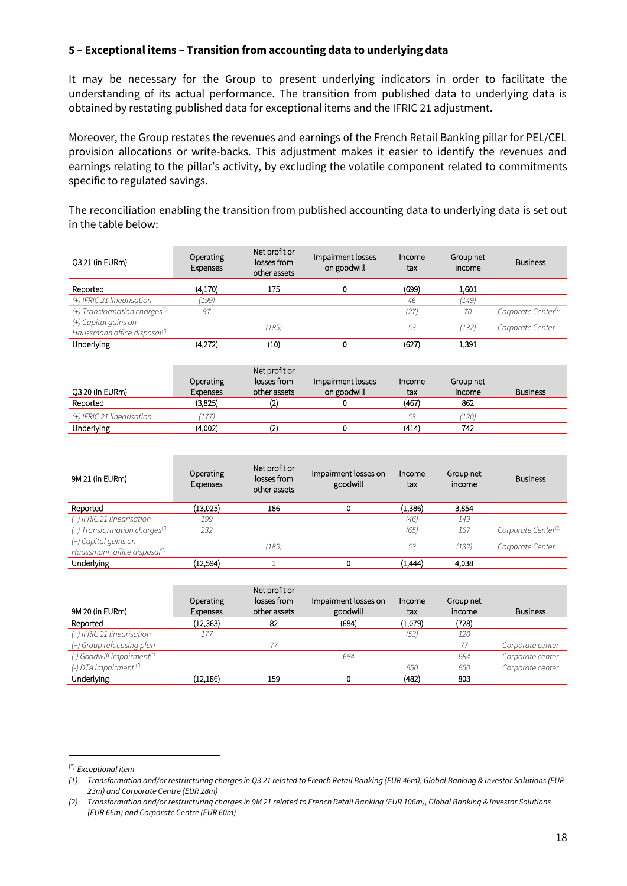**5 – Exceptional items – Transition from accounting data to underlying data**

It may be necessary for the Group to present underlying indicators in order to facilitate the understanding of its actual performance. The transition from published data to underlying data is obtained by restating published data for exceptional items and the IFRIC 21 adjustment.

Moreover, the Group restates the revenues and earnings of the French Retail Banking pillar for PEL/CEL provision allocations or write-backs. This adjustment makes it easier to identify the revenues and earnings relating to the pillar's activity, by excluding the volatile component related to commitments specific to regulated savings.

The reconciliation enabling the transition from published accounting data to underlying data is set out in the table below:

| Q3 21 (in EURm) | Operating Expenses | Net profit or losses from other assets | Impairment losses on goodwill | Income tax | Group net income | Business |
|---|---|---|---|---|---|---|
| Reported | (4,170) | 175 | 0 | (699) | 1,601 | |
| *(+) IFRIC 21 linearisation* | *(199)* | | | *46* | *(149)* | |
| *(+) Transformation charges(\*)* | *97* | | | *(27)* | *70* | *Corporate Center(1)* |
| *(+) Capital gains on Haussmann office disposal(\*)* | | *(185)* | | *53* | *(132)* | *Corporate Center* |
| Underlying | (4,272) | (10) | 0 | (627) | 1,391 | |

| Q3 20 (in EURm) | Operating Expenses | Net profit or losses from other assets | Impairment losses on goodwill | Income tax | Group net income | Business |
|---|---|---|---|---|---|---|
| Reported | (3,825) | (2) | 0 | (467) | 862 | |
| *(+) IFRIC 21 linearisation* | *(177)* | | | *53* | *(120)* | |
| Underlying | (4,002) | (2) | 0 | (414) | 742 | |

| 9M 21 (in EURm) | Operating Expenses | Net profit or losses from other assets | Impairment losses on goodwill | Income tax | Group net income | Business |
|---|---|---|---|---|---|---|
| Reported | (13,025) | 186 | 0 | (1,386) | 3,854 | |
| *(+) IFRIC 21 linearisation* | *199* | | | *(46)* | *149* | |
| *(+) Transformation charges(\*)* | *232* | | | *(65)* | *167* | *Corporate Center(2)* |
| *(+) Capital gains on Haussmann office disposal(\*)* | | *(185)* | | *53* | *(132)* | *Corporate Center* |
| Underlying | (12,594) | 1 | 0 | (1,444) | 4,038 | |

| 9M 20 (in EURm) | Operating Expenses | Net profit or losses from other assets | Impairment losses on goodwill | Income tax | Group net income | Business |
|---|---|---|---|---|---|---|
| Reported | (12,363) | 82 | (684) | (1,079) | (728) | |
| *(+) IFRIC 21 linearisation* | *177* | | | *(53)* | *120* | |
| *(+) Group refocusing plan* | | *77* | | | *77* | *Corporate center* |
| *(-) Goodwill impairment(\*)* | | | *684* | | *684* | *Corporate center* |
| *(-) DTA impairment(\*)* | | | | *650* | *650* | *Corporate center* |
| Underlying | (12,186) | 159 | 0 | (482) | 803 | |

(\*) *Exceptional item*

*(1) Transformation and/or restructuring charges in Q3 21 related to French Retail Banking (EUR 46m), Global Banking & Investor Solutions (EUR 23m) and Corporate Centre (EUR 28m)*

*(2) Transformation and/or restructuring charges in 9M 21 related to French Retail Banking (EUR 106m), Global Banking & Investor Solutions (EUR 66m) and Corporate Centre (EUR 60m)*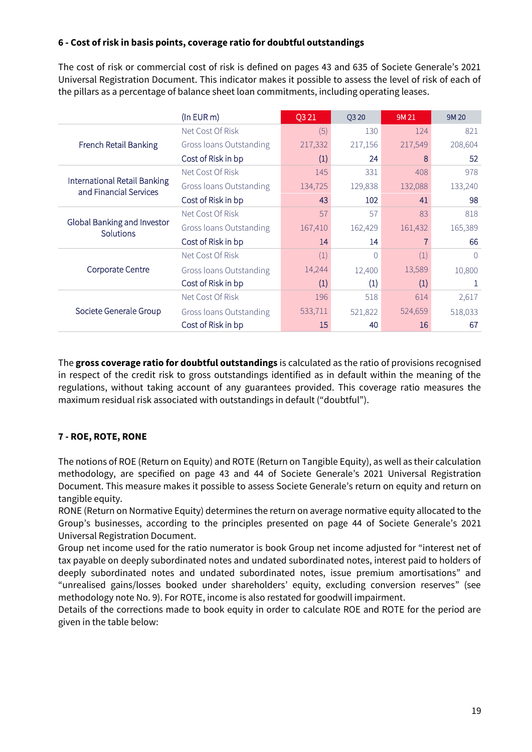#### 6 - Cost of risk in basis points, coverage ratio for doubtful outstandings

The cost of risk or commercial cost of risk is defined on pages 43 and 635 of Societe Generale's 2021 Universal Registration Document. This indicator makes it possible to assess the level of risk of each of the pillars as a percentage of balance sheet loan commitments, including operating leases.

| | (In EUR m) | Q3 21 | Q3 20 | 9M 21 | 9M 20 |
|---|---|---|---|---|---|
| French Retail Banking | Net Cost Of Risk | (5) | 130 | 124 | 821 |
| | Gross loans Outstanding | 217,332 | 217,156 | 217,549 | 208,604 |
| | Cost of Risk in bp | (1) | 24 | 8 | 52 |
| International Retail Banking and Financial Services | Net Cost Of Risk | 145 | 331 | 408 | 978 |
| | Gross loans Outstanding | 134,725 | 129,838 | 132,088 | 133,240 |
| | Cost of Risk in bp | 43 | 102 | 41 | 98 |
| Global Banking and Investor Solutions | Net Cost Of Risk | 57 | 57 | 83 | 818 |
| | Gross loans Outstanding | 167,410 | 162,429 | 161,432 | 165,389 |
| | Cost of Risk in bp | 14 | 14 | 7 | 66 |
| Corporate Centre | Net Cost Of Risk | (1) | 0 | (1) | 0 |
| | Gross loans Outstanding | 14,244 | 12,400 | 13,589 | 10,800 |
| | Cost of Risk in bp | (1) | (1) | (1) | 1 |
| Societe Generale Group | Net Cost Of Risk | 196 | 518 | 614 | 2,617 |
| | Gross loans Outstanding | 533,711 | 521,822 | 524,659 | 518,033 |
| | Cost of Risk in bp | 15 | 40 | 16 | 67 |

The **gross coverage ratio for doubtful outstandings** is calculated as the ratio of provisions recognised in respect of the credit risk to gross outstandings identified as in default within the meaning of the regulations, without taking account of any guarantees provided. This coverage ratio measures the maximum residual risk associated with outstandings in default ("doubtful").

#### 7 - ROE, ROTE, RONE

The notions of ROE (Return on Equity) and ROTE (Return on Tangible Equity), as well as their calculation methodology, are specified on page 43 and 44 of Societe Generale's 2021 Universal Registration Document. This measure makes it possible to assess Societe Generale's return on equity and return on tangible equity.

RONE (Return on Normative Equity) determines the return on average normative equity allocated to the Group's businesses, according to the principles presented on page 44 of Societe Generale's 2021 Universal Registration Document.

Group net income used for the ratio numerator is book Group net income adjusted for "interest net of tax payable on deeply subordinated notes and undated subordinated notes, interest paid to holders of deeply subordinated notes and undated subordinated notes, issue premium amortisations" and "unrealised gains/losses booked under shareholders' equity, excluding conversion reserves" (see methodology note No. 9). For ROTE, income is also restated for goodwill impairment.

Details of the corrections made to book equity in order to calculate ROE and ROTE for the period are given in the table below: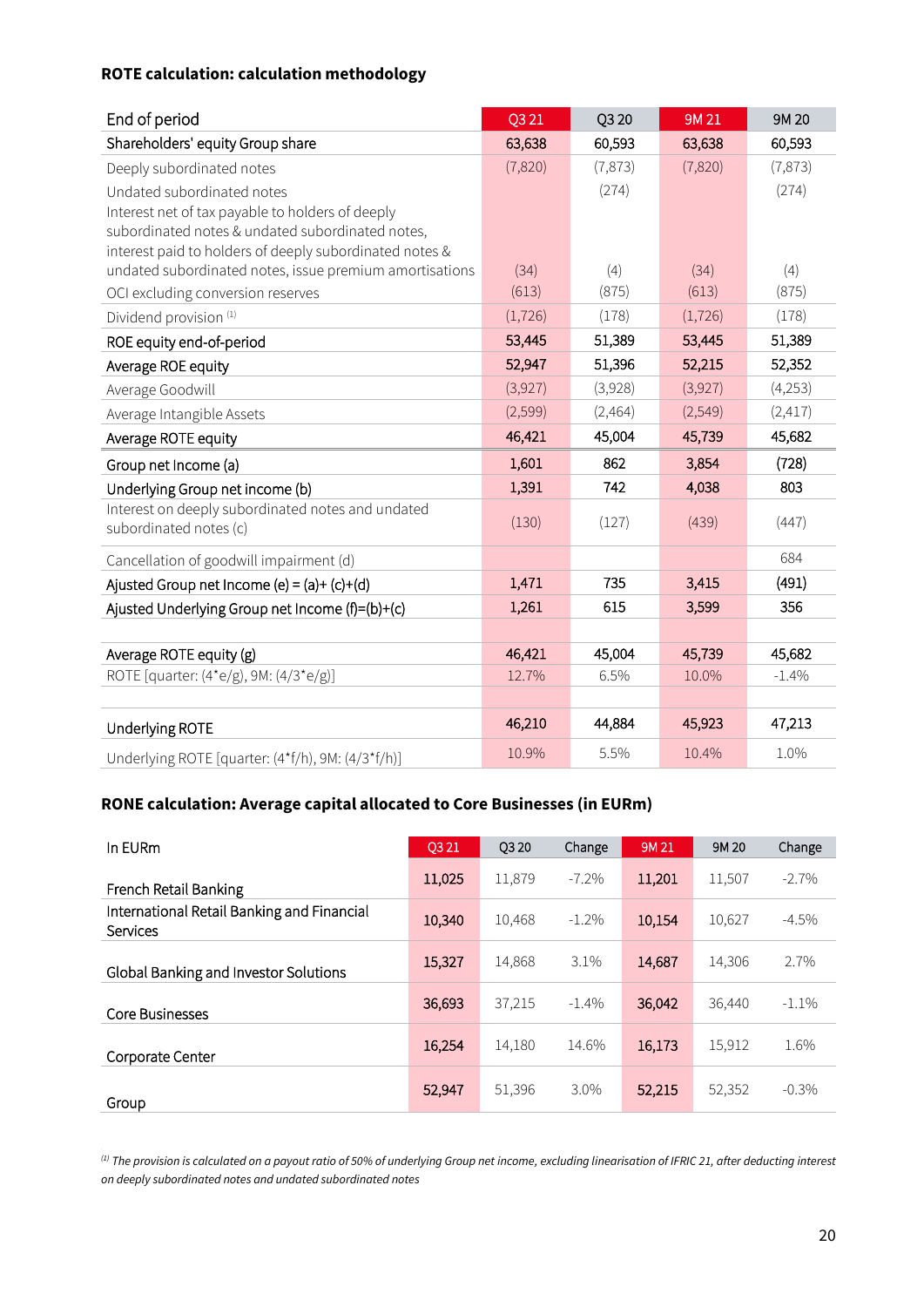**ROTE calculation: calculation methodology**

| End of period | Q3 21 | Q3 20 | 9M 21 | 9M 20 |
|---|---|---|---|---|
| Shareholders' equity Group share | 63,638 | 60,593 | 63,638 | 60,593 |
| Deeply subordinated notes | (7,820) | (7,873) | (7,820) | (7,873) |
| Undated subordinated notes | | (274) | | (274) |
| Interest net of tax payable to holders of deeply subordinated notes & undated subordinated notes, interest paid to holders of deeply subordinated notes & undated subordinated notes, issue premium amortisations | (34) | (4) | (34) | (4) |
| OCI excluding conversion reserves | (613) | (875) | (613) | (875) |
| Dividend provision [(1)] | (1,726) | (178) | (1,726) | (178) |
| ROE equity end-of-period | 53,445 | 51,389 | 53,445 | 51,389 |
| Average ROE equity | 52,947 | 51,396 | 52,215 | 52,352 |
| Average Goodwill | (3,927) | (3,928) | (3,927) | (4,253) |
| Average Intangible Assets | (2,599) | (2,464) | (2,549) | (2,417) |
| Average ROTE equity | 46,421 | 45,004 | 45,739 | 45,682 |
| Group net Income (a) | 1,601 | 862 | 3,854 | (728) |
| Underlying Group net income (b) | 1,391 | 742 | 4,038 | 803 |
| Interest on deeply subordinated notes and undated subordinated notes (c) | (130) | (127) | (439) | (447) |
| Cancellation of goodwill impairment (d) | | | | 684 |
| Ajusted Group net Income (e) = (a)+ (c)+(d) | 1,471 | 735 | 3,415 | (491) |
| Ajusted Underlying Group net Income (f)=(b)+(c) | 1,261 | 615 | 3,599 | 356 |
| | | | | |
| Average ROTE equity (g) | 46,421 | 45,004 | 45,739 | 45,682 |
| ROTE [quarter: (4*e/g), 9M: (4/3*e/g)] | 12.7% | 6.5% | 10.0% | -1.4% |
| | | | | |
| Underlying ROTE | 46,210 | 44,884 | 45,923 | 47,213 |
| Underlying ROTE [quarter: (4*f/h), 9M: (4/3*f/h)] | 10.9% | 5.5% | 10.4% | 1.0% |

**RONE calculation: Average capital allocated to Core Businesses (in EURm)**

| In EURm | Q3 21 | Q3 20 | Change | 9M 21 | 9M 20 | Change |
|---|---|---|---|---|---|---|
| French Retail Banking | 11,025 | 11,879 | -7.2% | 11,201 | 11,507 | -2.7% |
| International Retail Banking and Financial Services | 10,340 | 10,468 | -1.2% | 10,154 | 10,627 | -4.5% |
| Global Banking and Investor Solutions | 15,327 | 14,868 | 3.1% | 14,687 | 14,306 | 2.7% |
| Core Businesses | 36,693 | 37,215 | -1.4% | 36,042 | 36,440 | -1.1% |
| Corporate Center | 16,254 | 14,180 | 14.6% | 16,173 | 15,912 | 1.6% |
| Group | 52,947 | 51,396 | 3.0% | 52,215 | 52,352 | -0.3% |

*[(1)] The provision is calculated on a payout ratio of 50% of underlying Group net income, excluding linearisation of IFRIC 21, after deducting interest on deeply subordinated notes and undated subordinated notes*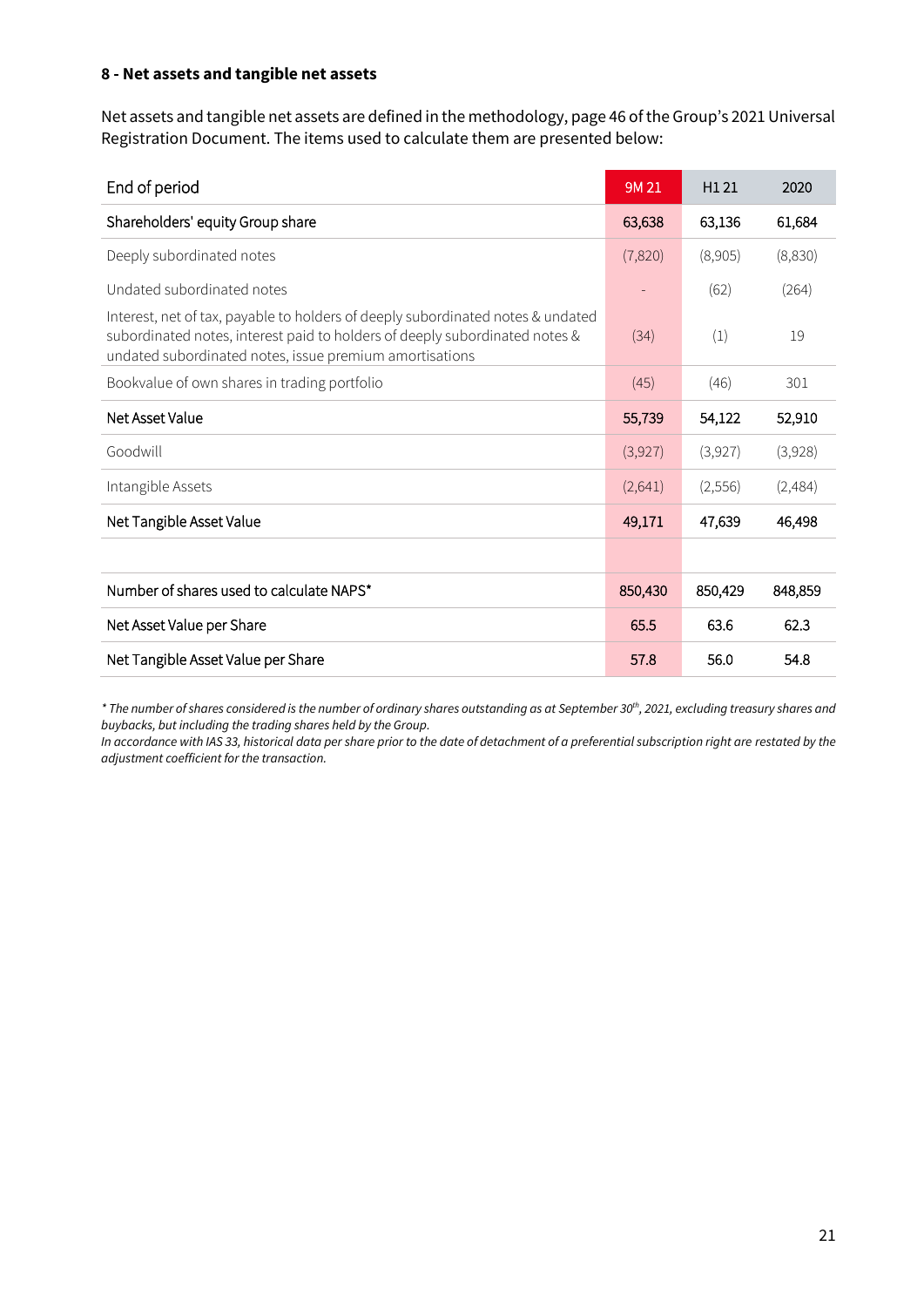### 8 - Net assets and tangible net assets

Net assets and tangible net assets are defined in the methodology, page 46 of the Group's 2021 Universal Registration Document. The items used to calculate them are presented below:

| End of period | 9M 21 | H1 21 | 2020 |
|---|---|---|---|
| Shareholders' equity Group share | 63,638 | 63,136 | 61,684 |
| Deeply subordinated notes | (7,820) | (8,905) | (8,830) |
| Undated subordinated notes | - | (62) | (264) |
| Interest, net of tax, payable to holders of deeply subordinated notes & undated subordinated notes, interest paid to holders of deeply subordinated notes & undated subordinated notes, issue premium amortisations | (34) | (1) | 19 |
| Bookvalue of own shares in trading portfolio | (45) | (46) | 301 |
| Net Asset Value | 55,739 | 54,122 | 52,910 |
| Goodwill | (3,927) | (3,927) | (3,928) |
| Intangible Assets | (2,641) | (2,556) | (2,484) |
| Net Tangible Asset Value | 49,171 | 47,639 | 46,498 |
| | | | |
| Number of shares used to calculate NAPS* | 850,430 | 850,429 | 848,859 |
| Net Asset Value per Share | 65.5 | 63.6 | 62.3 |
| Net Tangible Asset Value per Share | 57.8 | 56.0 | 54.8 |

*\* The number of shares considered is the number of ordinary shares outstanding as at September 30th, 2021, excluding treasury shares and buybacks, but including the trading shares held by the Group.*
*In accordance with IAS 33, historical data per share prior to the date of detachment of a preferential subscription right are restated by the adjustment coefficient for the transaction.*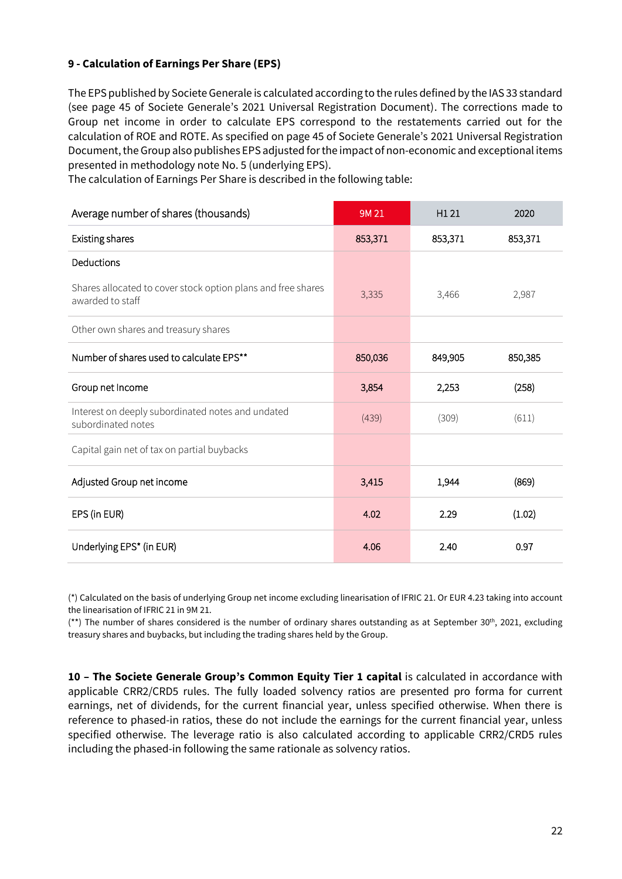**9 - Calculation of Earnings Per Share (EPS)**

The EPS published by Societe Generale is calculated according to the rules defined by the IAS 33 standard (see page 45 of Societe Generale's 2021 Universal Registration Document). The corrections made to Group net income in order to calculate EPS correspond to the restatements carried out for the calculation of ROE and ROTE. As specified on page 45 of Societe Generale's 2021 Universal Registration Document, the Group also publishes EPS adjusted for the impact of non-economic and exceptional items presented in methodology note No. 5 (underlying EPS).
The calculation of Earnings Per Share is described in the following table:

| Average number of shares (thousands) | 9M 21 | H1 21 | 2020 |
|---|---|---|---|
| Existing shares | 853,371 | 853,371 | 853,371 |
| Deductions | | | |
| Shares allocated to cover stock option plans and free shares awarded to staff | 3,335 | 3,466 | 2,987 |
| Other own shares and treasury shares | | | |
| Number of shares used to calculate EPS** | 850,036 | 849,905 | 850,385 |
| Group net Income | 3,854 | 2,253 | (258) |
| Interest on deeply subordinated notes and undated subordinated notes | (439) | (309) | (611) |
| Capital gain net of tax on partial buybacks | | | |
| Adjusted Group net income | 3,415 | 1,944 | (869) |
| EPS (in EUR) | 4.02 | 2.29 | (1.02) |
| Underlying EPS* (in EUR) | 4.06 | 2.40 | 0.97 |

(*) Calculated on the basis of underlying Group net income excluding linearisation of IFRIC 21. Or EUR 4.23 taking into account the linearisation of IFRIC 21 in 9M 21.
(**) The number of shares considered is the number of ordinary shares outstanding as at September 30th, 2021, excluding treasury shares and buybacks, but including the trading shares held by the Group.

**10 – The Societe Generale Group's Common Equity Tier 1 capital** is calculated in accordance with applicable CRR2/CRD5 rules. The fully loaded solvency ratios are presented pro forma for current earnings, net of dividends, for the current financial year, unless specified otherwise. When there is reference to phased-in ratios, these do not include the earnings for the current financial year, unless specified otherwise. The leverage ratio is also calculated according to applicable CRR2/CRD5 rules including the phased-in following the same rationale as solvency ratios.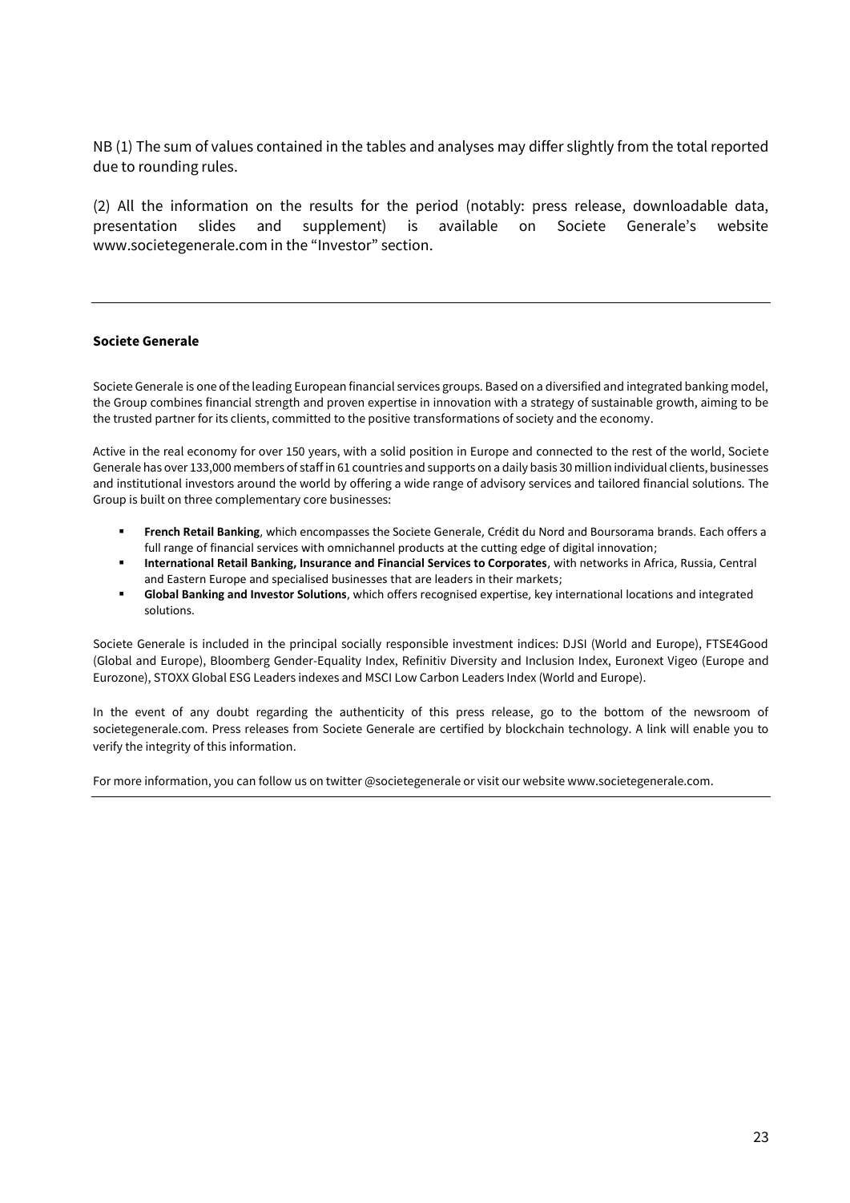NB (1) The sum of values contained in the tables and analyses may differ slightly from the total reported due to rounding rules.

(2) All the information on the results for the period (notably: press release, downloadable data, presentation slides and supplement) is available on Societe Generale's website www.societegenerale.com in the "Investor" section.

---

**Societe Generale**

Societe Generale is one of the leading European financial services groups. Based on a diversified and integrated banking model, the Group combines financial strength and proven expertise in innovation with a strategy of sustainable growth, aiming to be the trusted partner for its clients, committed to the positive transformations of society and the economy.

Active in the real economy for over 150 years, with a solid position in Europe and connected to the rest of the world, Societe Generale has over 133,000 members of staff in 61 countries and supports on a daily basis 30 million individual clients, businesses and institutional investors around the world by offering a wide range of advisory services and tailored financial solutions. The Group is built on three complementary core businesses:

- **French Retail Banking**, which encompasses the Societe Generale, Crédit du Nord and Boursorama brands. Each offers a full range of financial services with omnichannel products at the cutting edge of digital innovation;
- **International Retail Banking, Insurance and Financial Services to Corporates**, with networks in Africa, Russia, Central and Eastern Europe and specialised businesses that are leaders in their markets;
- **Global Banking and Investor Solutions**, which offers recognised expertise, key international locations and integrated solutions.

Societe Generale is included in the principal socially responsible investment indices: DJSI (World and Europe), FTSE4Good (Global and Europe), Bloomberg Gender-Equality Index, Refinitiv Diversity and Inclusion Index, Euronext Vigeo (Europe and Eurozone), STOXX Global ESG Leaders indexes and MSCI Low Carbon Leaders Index (World and Europe).

In the event of any doubt regarding the authenticity of this press release, go to the bottom of the newsroom of societegenerale.com. Press releases from Societe Generale are certified by blockchain technology. A link will enable you to verify the integrity of this information.

For more information, you can follow us on twitter @societegenerale or visit our website www.societegenerale.com.

---